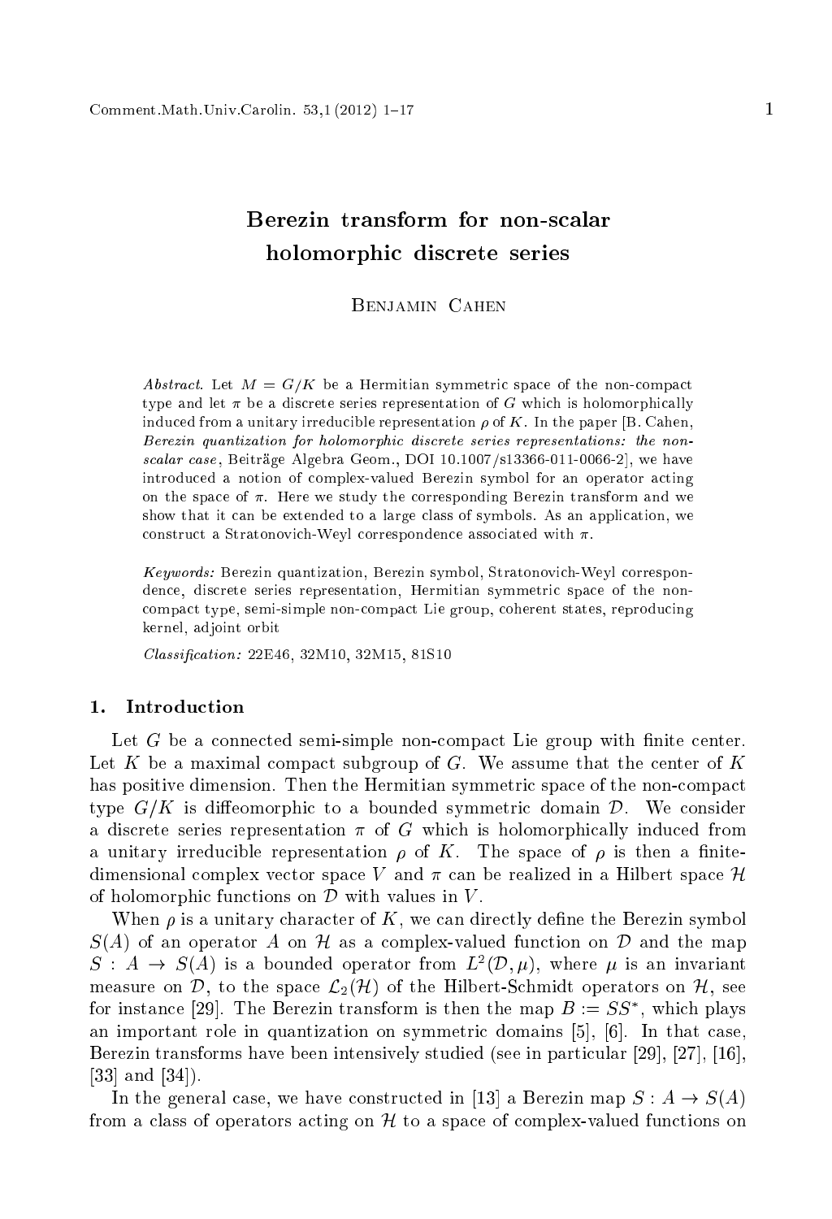# Berezin transform for non-scalar holomorphic discrete series

**Benjamin Cahen**

*Abstract.* Let $M = G/K$ be a Hermitian symmetric space of the non-compact type and let $\pi$ be a discrete series representation of $G$ which is holomorphically induced from a unitary irreducible representation $\rho$ of $K$. In the paper [B. Cahen, *Berezin quantization for holomorphic discrete series representations: the non-scalar case*, Beiträge Algebra Geom., DOI 10.1007/s13366-011-0066-2], we have introduced a notion of complex-valued Berezin symbol for an operator acting on the space of $\pi$. Here we study the corresponding Berezin transform and we show that it can be extended to a large class of symbols. As an application, we construct a Stratonovich-Weyl correspondence associated with $\pi$.

*Keywords:* Berezin quantization, Berezin symbol, Stratonovich-Weyl correspondence, discrete series representation, Hermitian symmetric space of the non-compact type, semi-simple non-compact Lie group, coherent states, reproducing kernel, adjoint orbit

*Classification:* 22E46, 32M10, 32M15, 81S10

## 1. Introduction

Let $G$ be a connected semi-simple non-compact Lie group with finite center. Let $K$ be a maximal compact subgroup of $G$. We assume that the center of $K$ has positive dimension. Then the Hermitian symmetric space of the non-compact type $G/K$ is diffeomorphic to a bounded symmetric domain $\mathcal{D}$. We consider a discrete series representation $\pi$ of $G$ which is holomorphically induced from a unitary irreducible representation $\rho$ of $K$. The space of $\rho$ is then a finite-dimensional complex vector space $V$ and $\pi$ can be realized in a Hilbert space $\mathcal{H}$ of holomorphic functions on $\mathcal{D}$ with values in $V$.

When $\rho$ is a unitary character of $K$, we can directly define the Berezin symbol $S(A)$ of an operator $A$ on $\mathcal{H}$ as a complex-valued function on $\mathcal{D}$ and the map $S : A \to S(A)$ is a bounded operator from $L^2(\mathcal{D}, \mu)$, where $\mu$ is an invariant measure on $\mathcal{D}$, to the space $\mathcal{L}_2(\mathcal{H})$ of the Hilbert-Schmidt operators on $\mathcal{H}$, see for instance [29]. The Berezin transform is then the map $B := SS^*$, which plays an important role in quantization on symmetric domains [5], [6]. In that case, Berezin transforms have been intensively studied (see in particular [29], [27], [16], [33] and [34]).

In the general case, we have constructed in [13] a Berezin map $S : A \to S(A)$ from a class of operators acting on $\mathcal{H}$ to a space of complex-valued functions on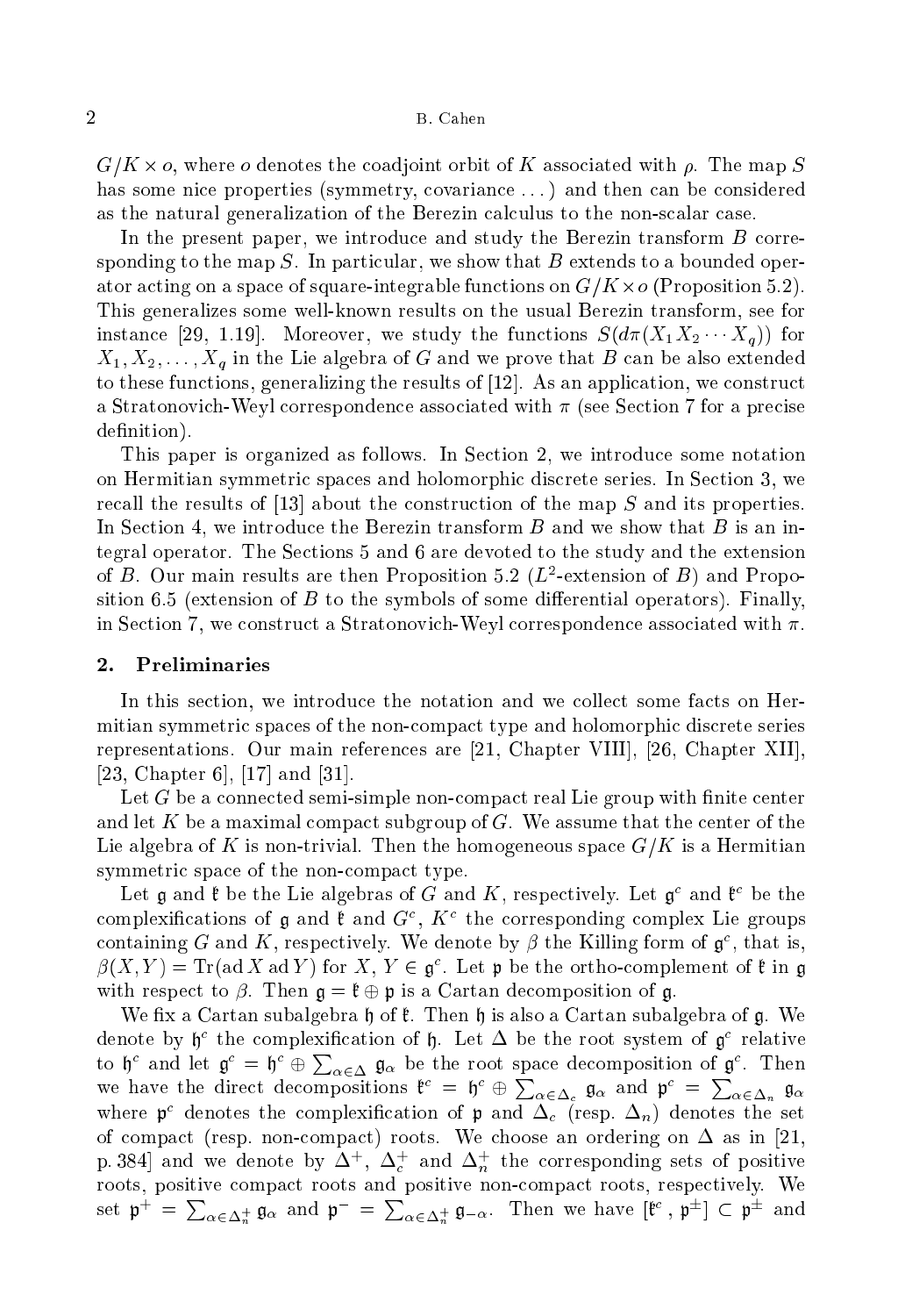$G/K \times o$, where $o$ denotes the coadjoint orbit of $K$ associated with $\rho$. The map $S$ has some nice properties (symmetry, covariance ...) and then can be considered as the natural generalization of the Berezin calculus to the non-scalar case.

In the present paper, we introduce and study the Berezin transform $B$ corresponding to the map $S$. In particular, we show that $B$ extends to a bounded operator acting on a space of square-integrable functions on $G/K \times o$ (Proposition 5.2). This generalizes some well-known results on the usual Berezin transform, see for instance [29, 1.19]. Moreover, we study the functions $S(d\pi(X_1 X_2 \cdots X_q))$ for $X_1, X_2, \ldots, X_q$ in the Lie algebra of $G$ and we prove that $B$ can be also extended to these functions, generalizing the results of [12]. As an application, we construct a Stratonovich-Weyl correspondence associated with $\pi$ (see Section 7 for a precise definition).

This paper is organized as follows. In Section 2, we introduce some notation on Hermitian symmetric spaces and holomorphic discrete series. In Section 3, we recall the results of [13] about the construction of the map $S$ and its properties. In Section 4, we introduce the Berezin transform $B$ and we show that $B$ is an integral operator. The Sections 5 and 6 are devoted to the study and the extension of $B$. Our main results are then Proposition 5.2 ($L^2$-extension of $B$) and Proposition 6.5 (extension of $B$ to the symbols of some differential operators). Finally, in Section 7, we construct a Stratonovich-Weyl correspondence associated with $\pi$.

## 2. Preliminaries

In this section, we introduce the notation and we collect some facts on Hermitian symmetric spaces of the non-compact type and holomorphic discrete series representations. Our main references are [21, Chapter VIII], [26, Chapter XII], [23, Chapter 6], [17] and [31].

Let $G$ be a connected semi-simple non-compact real Lie group with finite center and let $K$ be a maximal compact subgroup of $G$. We assume that the center of the Lie algebra of $K$ is non-trivial. Then the homogeneous space $G/K$ is a Hermitian symmetric space of the non-compact type.

Let $\mathfrak{g}$ and $\mathfrak{k}$ be the Lie algebras of $G$ and $K$, respectively. Let $\mathfrak{g}^c$ and $\mathfrak{k}^c$ be the complexifications of $\mathfrak{g}$ and $\mathfrak{k}$ and $G^c$, $K^c$ the corresponding complex Lie groups containing $G$ and $K$, respectively. We denote by $\beta$ the Killing form of $\mathfrak{g}^c$, that is, $\beta(X,Y) = \mathrm{Tr}(\mathrm{ad}\, X \,\mathrm{ad}\, Y)$ for $X, Y \in \mathfrak{g}^c$. Let $\mathfrak{p}$ be the ortho-complement of $\mathfrak{k}$ in $\mathfrak{g}$ with respect to $\beta$. Then $\mathfrak{g} = \mathfrak{k} \oplus \mathfrak{p}$ is a Cartan decomposition of $\mathfrak{g}$.

We fix a Cartan subalgebra $\mathfrak{h}$ of $\mathfrak{k}$. Then $\mathfrak{h}$ is also a Cartan subalgebra of $\mathfrak{g}$. We denote by $\mathfrak{h}^c$ the complexification of $\mathfrak{h}$. Let $\Delta$ be the root system of $\mathfrak{g}^c$ relative to $\mathfrak{h}^c$ and let $\mathfrak{g}^c = \mathfrak{h}^c \oplus \sum_{\alpha \in \Delta} \mathfrak{g}_\alpha$ be the root space decomposition of $\mathfrak{g}^c$. Then we have the direct decompositions $\mathfrak{k}^c = \mathfrak{h}^c \oplus \sum_{\alpha \in \Delta_c} \mathfrak{g}_\alpha$ and $\mathfrak{p}^c = \sum_{\alpha \in \Delta_n} \mathfrak{g}_\alpha$ where $\mathfrak{p}^c$ denotes the complexification of $\mathfrak{p}$ and $\Delta_c$ (resp. $\Delta_n$) denotes the set of compact (resp. non-compact) roots. We choose an ordering on $\Delta$ as in [21, p. 384] and we denote by $\Delta^+$, $\Delta_c^+$ and $\Delta_n^+$ the corresponding sets of positive roots, positive compact roots and positive non-compact roots, respectively. We set $\mathfrak{p}^+ = \sum_{\alpha \in \Delta_n^+} \mathfrak{g}_\alpha$ and $\mathfrak{p}^- = \sum_{\alpha \in \Delta_n^+} \mathfrak{g}_{-\alpha}$. Then we have $[\mathfrak{k}^c, \mathfrak{p}^\pm] \subset \mathfrak{p}^\pm$ and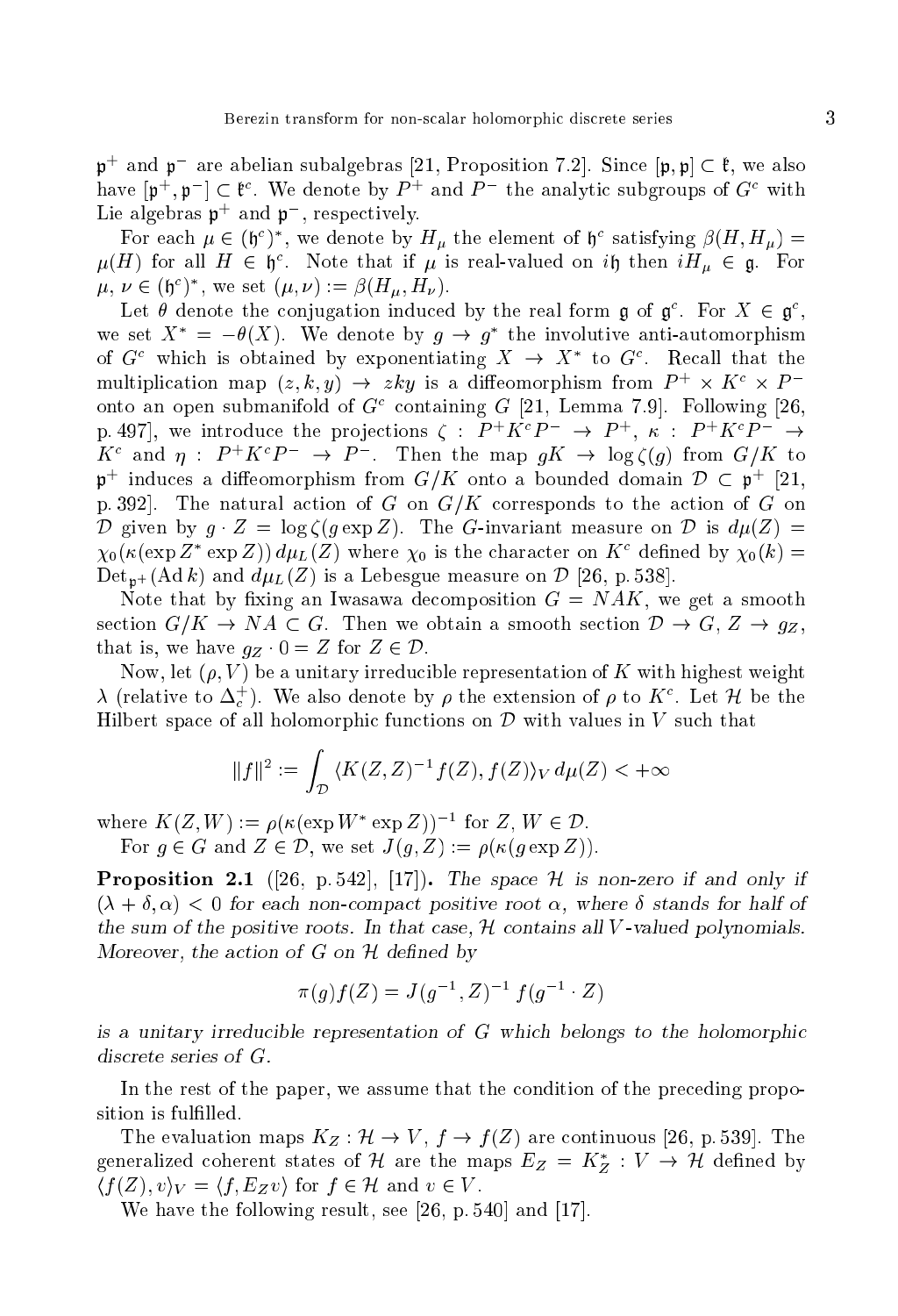$\mathfrak{p}^+$ and $\mathfrak{p}^-$ are abelian subalgebras [21, Proposition 7.2]. Since $[\mathfrak{p}, \mathfrak{p}] \subset \mathfrak{k}$, we also have $[\mathfrak{p}^+, \mathfrak{p}^-] \subset \mathfrak{k}^c$. We denote by $P^+$ and $P^-$ the analytic subgroups of $G^c$ with Lie algebras $\mathfrak{p}^+$ and $\mathfrak{p}^-$, respectively.

For each $\mu \in (\mathfrak{h}^c)^*$, we denote by $H_\mu$ the element of $\mathfrak{h}^c$ satisfying $\beta(H, H_\mu) = \mu(H)$ for all $H \in \mathfrak{h}^c$. Note that if $\mu$ is real-valued on $i\mathfrak{h}$ then $iH_\mu \in \mathfrak{g}$. For $\mu, \nu \in (\mathfrak{h}^c)^*$, we set $(\mu, \nu) := \beta(H_\mu, H_\nu)$.

Let $\theta$ denote the conjugation induced by the real form $\mathfrak{g}$ of $\mathfrak{g}^c$. For $X \in \mathfrak{g}^c$, we set $X^* = -\theta(X)$. We denote by $g \to g^*$ the involutive anti-automorphism of $G^c$ which is obtained by exponentiating $X \to X^*$ to $G^c$. Recall that the multiplication map $(z, k, y) \to zky$ is a diffeomorphism from $P^+ \times K^c \times P^-$ onto an open submanifold of $G^c$ containing $G$ [21, Lemma 7.9]. Following [26, p. 497], we introduce the projections $\zeta : P^+K^cP^- \to P^+$, $\kappa : P^+K^cP^- \to K^c$ and $\eta : P^+K^cP^- \to P^-$. Then the map $gK \to \log \zeta(g)$ from $G/K$ to $\mathfrak{p}^+$ induces a diffeomorphism from $G/K$ onto a bounded domain $\mathcal{D} \subset \mathfrak{p}^+$ [21, p. 392]. The natural action of $G$ on $G/K$ corresponds to the action of $G$ on $\mathcal{D}$ given by $g \cdot Z = \log \zeta(g \exp Z)$. The $G$-invariant measure on $\mathcal{D}$ is $d\mu(Z) = \chi_0(\kappa(\exp Z^* \exp Z))\, d\mu_L(Z)$ where $\chi_0$ is the character on $K^c$ defined by $\chi_0(k) = \mathrm{Det}_{\mathfrak{p}^+}(\mathrm{Ad}\, k)$ and $d\mu_L(Z)$ is a Lebesgue measure on $\mathcal{D}$ [26, p. 538].

Note that by fixing an Iwasawa decomposition $G = NAK$, we get a smooth section $G/K \to NA \subset G$. Then we obtain a smooth section $\mathcal{D} \to G$, $Z \to g_Z$, that is, we have $g_Z \cdot 0 = Z$ for $Z \in \mathcal{D}$.

Now, let $(\rho, V)$ be a unitary irreducible representation of $K$ with highest weight $\lambda$ (relative to $\Delta_c^+$). We also denote by $\rho$ the extension of $\rho$ to $K^c$. Let $\mathcal{H}$ be the Hilbert space of all holomorphic functions on $\mathcal{D}$ with values in $V$ such that

$$\|f\|^2 := \int_{\mathcal{D}} \langle K(Z, Z)^{-1} f(Z), f(Z)\rangle_V \, d\mu(Z) < +\infty$$

where $K(Z, W) := \rho(\kappa(\exp W^* \exp Z))^{-1}$ for $Z, W \in \mathcal{D}$.

For $g \in G$ and $Z \in \mathcal{D}$, we set $J(g, Z) := \rho(\kappa(g \exp Z))$.

**Proposition 2.1** ([26, p. 542], [17]). *The space $\mathcal{H}$ is non-zero if and only if $(\lambda + \delta, \alpha) < 0$ for each non-compact positive root $\alpha$, where $\delta$ stands for half of the sum of the positive roots. In that case, $\mathcal{H}$ contains all $V$-valued polynomials. Moreover, the action of $G$ on $\mathcal{H}$ defined by*

$$\pi(g)f(Z) = J(g^{-1}, Z)^{-1}\, f(g^{-1} \cdot Z)$$

*is a unitary irreducible representation of $G$ which belongs to the holomorphic discrete series of $G$.*

In the rest of the paper, we assume that the condition of the preceding proposition is fulfilled.

The evaluation maps $K_Z : \mathcal{H} \to V$, $f \to f(Z)$ are continuous [26, p. 539]. The generalized coherent states of $\mathcal{H}$ are the maps $E_Z = K_Z^* : V \to \mathcal{H}$ defined by $\langle f(Z), v\rangle_V = \langle f, E_Z v\rangle$ for $f \in \mathcal{H}$ and $v \in V$.

We have the following result, see [26, p. 540] and [17].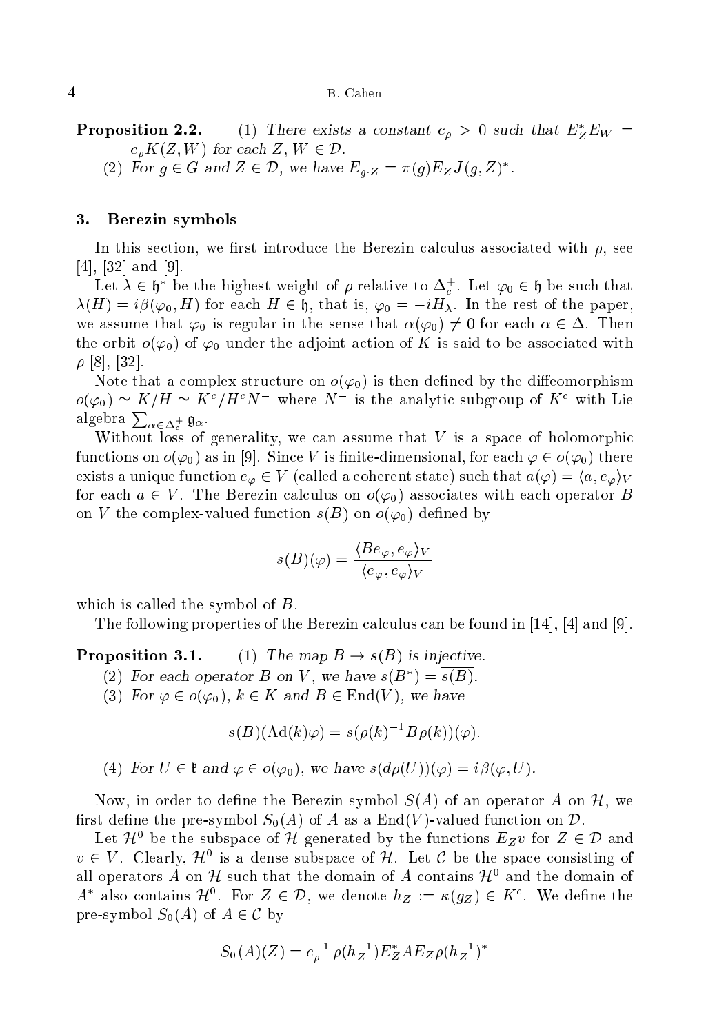**Proposition 2.2.** (1) *There exists a constant $c_\rho > 0$ such that $E_Z^* E_W = c_\rho K(Z,W)$ for each $Z, W \in \mathcal{D}$.*

(2) *For $g \in G$ and $Z \in \mathcal{D}$, we have $E_{g \cdot Z} = \pi(g) E_Z J(g,Z)^*$.*

## 3. Berezin symbols

In this section, we first introduce the Berezin calculus associated with $\rho$, see [4], [32] and [9].

Let $\lambda \in \mathfrak{h}^*$ be the highest weight of $\rho$ relative to $\Delta_c^+$. Let $\varphi_0 \in \mathfrak{h}$ be such that $\lambda(H) = i\beta(\varphi_0, H)$ for each $H \in \mathfrak{h}$, that is, $\varphi_0 = -iH_\lambda$. In the rest of the paper, we assume that $\varphi_0$ is regular in the sense that $\alpha(\varphi_0) \neq 0$ for each $\alpha \in \Delta$. Then the orbit $o(\varphi_0)$ of $\varphi_0$ under the adjoint action of $K$ is said to be associated with $\rho$ [8], [32].

Note that a complex structure on $o(\varphi_0)$ is then defined by the diffeomorphism $o(\varphi_0) \simeq K/H \simeq K^c/H^c N^-$ where $N^-$ is the analytic subgroup of $K^c$ with Lie algebra $\sum_{\alpha \in \Delta_c^+} \mathfrak{g}_\alpha$.

Without loss of generality, we can assume that $V$ is a space of holomorphic functions on $o(\varphi_0)$ as in [9]. Since $V$ is finite-dimensional, for each $\varphi \in o(\varphi_0)$ there exists a unique function $e_\varphi \in V$ (called a coherent state) such that $a(\varphi) = \langle a, e_\varphi \rangle_V$ for each $a \in V$. The Berezin calculus on $o(\varphi_0)$ associates with each operator $B$ on $V$ the complex-valued function $s(B)$ on $o(\varphi_0)$ defined by

$$s(B)(\varphi) = \frac{\langle B e_\varphi, e_\varphi \rangle_V}{\langle e_\varphi, e_\varphi \rangle_V}$$

which is called the symbol of $B$.

The following properties of the Berezin calculus can be found in [14], [4] and [9].

**Proposition 3.1.** (1) *The map $B \to s(B)$ is injective.*

(2) *For each operator $B$ on $V$, we have $s(B^*) = \overline{s(B)}$.*

(3) *For $\varphi \in o(\varphi_0)$, $k \in K$ and $B \in \mathrm{End}(V)$, we have*

$$s(B)(\mathrm{Ad}(k)\varphi) = s(\rho(k)^{-1} B \rho(k))(\varphi).$$

(4) *For $U \in \mathfrak{k}$ and $\varphi \in o(\varphi_0)$, we have $s(d\rho(U))(\varphi) = i\beta(\varphi, U)$.*

Now, in order to define the Berezin symbol $S(A)$ of an operator $A$ on $\mathcal{H}$, we first define the pre-symbol $S_0(A)$ of $A$ as a $\mathrm{End}(V)$-valued function on $\mathcal{D}$.

Let $\mathcal{H}^0$ be the subspace of $\mathcal{H}$ generated by the functions $E_Z v$ for $Z \in \mathcal{D}$ and $v \in V$. Clearly, $\mathcal{H}^0$ is a dense subspace of $\mathcal{H}$. Let $\mathcal{C}$ be the space consisting of all operators $A$ on $\mathcal{H}$ such that the domain of $A$ contains $\mathcal{H}^0$ and the domain of $A^*$ also contains $\mathcal{H}^0$. For $Z \in \mathcal{D}$, we denote $h_Z := \kappa(g_Z) \in K^c$. We define the pre-symbol $S_0(A)$ of $A \in \mathcal{C}$ by

$$S_0(A)(Z) = c_\rho^{-1}\, \rho(h_Z^{-1}) E_Z^* A E_Z \rho(h_Z^{-1})^*$$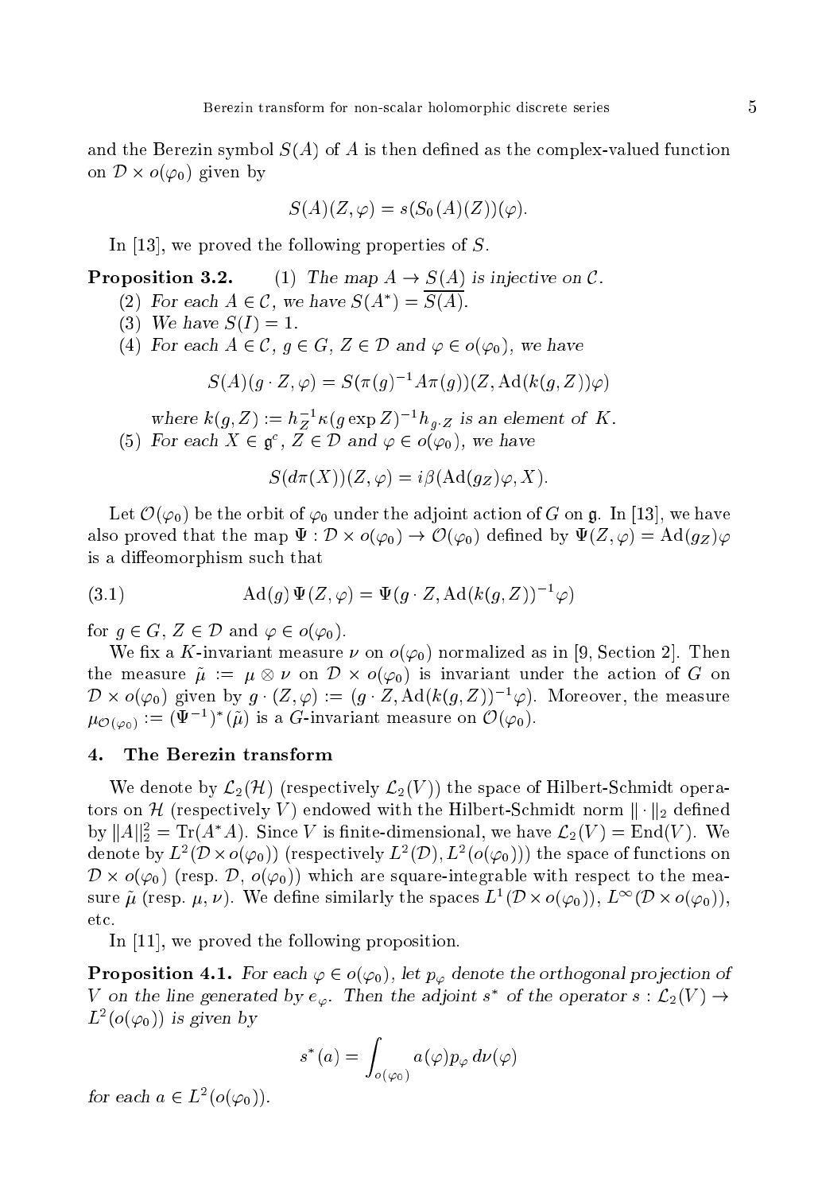and the Berezin symbol $S(A)$ of $A$ is then defined as the complex-valued function on $\mathcal{D} \times o(\varphi_0)$ given by

$$S(A)(Z, \varphi) = s(S_0(A)(Z))(\varphi).$$

In [13], we proved the following properties of $S$.

**Proposition 3.2.** *(1) The map $A \to S(A)$ is injective on $\mathcal{C}$.*

*(2) For each $A \in \mathcal{C}$, we have $S(A^*) = \overline{S(A)}$.*

*(3) We have $S(I) = 1$.*

*(4) For each $A \in \mathcal{C}$, $g \in G$, $Z \in \mathcal{D}$ and $\varphi \in o(\varphi_0)$, we have*

$$S(A)(g \cdot Z, \varphi) = S(\pi(g)^{-1} A \pi(g))(Z, \mathrm{Ad}(k(g, Z))\varphi)$$

*where $k(g, Z) := h_Z^{-1} \kappa(g \exp Z)^{-1} h_{g \cdot Z}$ is an element of $K$.*

*(5) For each $X \in \mathfrak{g}^c$, $Z \in \mathcal{D}$ and $\varphi \in o(\varphi_0)$, we have*

$$S(d\pi(X))(Z, \varphi) = i\beta(\mathrm{Ad}(g_Z)\varphi, X).$$

Let $\mathcal{O}(\varphi_0)$ be the orbit of $\varphi_0$ under the adjoint action of $G$ on $\mathfrak{g}$. In [13], we have also proved that the map $\Psi : \mathcal{D} \times o(\varphi_0) \to \mathcal{O}(\varphi_0)$ defined by $\Psi(Z, \varphi) = \mathrm{Ad}(g_Z)\varphi$ is a diffeomorphism such that

$$\mathrm{Ad}(g)\, \Psi(Z, \varphi) = \Psi(g \cdot Z, \mathrm{Ad}(k(g, Z))^{-1}\varphi) \tag{3.1}$$

for $g \in G$, $Z \in \mathcal{D}$ and $\varphi \in o(\varphi_0)$.

We fix a $K$-invariant measure $\nu$ on $o(\varphi_0)$ normalized as in [9, Section 2]. Then the measure $\tilde{\mu} := \mu \otimes \nu$ on $\mathcal{D} \times o(\varphi_0)$ is invariant under the action of $G$ on $\mathcal{D} \times o(\varphi_0)$ given by $g \cdot (Z, \varphi) := (g \cdot Z, \mathrm{Ad}(k(g, Z))^{-1}\varphi)$. Moreover, the measure $\mu_{\mathcal{O}(\varphi_0)} := (\Psi^{-1})^*(\tilde{\mu})$ is a $G$-invariant measure on $\mathcal{O}(\varphi_0)$.

## 4. The Berezin transform

We denote by $\mathcal{L}_2(\mathcal{H})$ (respectively $\mathcal{L}_2(V)$) the space of Hilbert-Schmidt operators on $\mathcal{H}$ (respectively $V$) endowed with the Hilbert-Schmidt norm $\|\cdot\|_2$ defined by $\|A\|_2^2 = \mathrm{Tr}(A^*A)$. Since $V$ is finite-dimensional, we have $\mathcal{L}_2(V) = \mathrm{End}(V)$. We denote by $L^2(\mathcal{D} \times o(\varphi_0))$ (respectively $L^2(\mathcal{D}), L^2(o(\varphi_0))$) the space of functions on $\mathcal{D} \times o(\varphi_0)$ (resp. $\mathcal{D}$, $o(\varphi_0)$) which are square-integrable with respect to the measure $\tilde{\mu}$ (resp. $\mu$, $\nu$). We define similarly the spaces $L^1(\mathcal{D} \times o(\varphi_0))$, $L^\infty(\mathcal{D} \times o(\varphi_0))$, etc.

In [11], we proved the following proposition.

**Proposition 4.1.** *For each $\varphi \in o(\varphi_0)$, let $p_\varphi$ denote the orthogonal projection of $V$ on the line generated by $e_\varphi$. Then the adjoint $s^*$ of the operator $s : \mathcal{L}_2(V) \to L^2(o(\varphi_0))$ is given by*

$$s^*(a) = \int_{o(\varphi_0)} a(\varphi) p_\varphi \, d\nu(\varphi)$$

*for each $a \in L^2(o(\varphi_0))$.*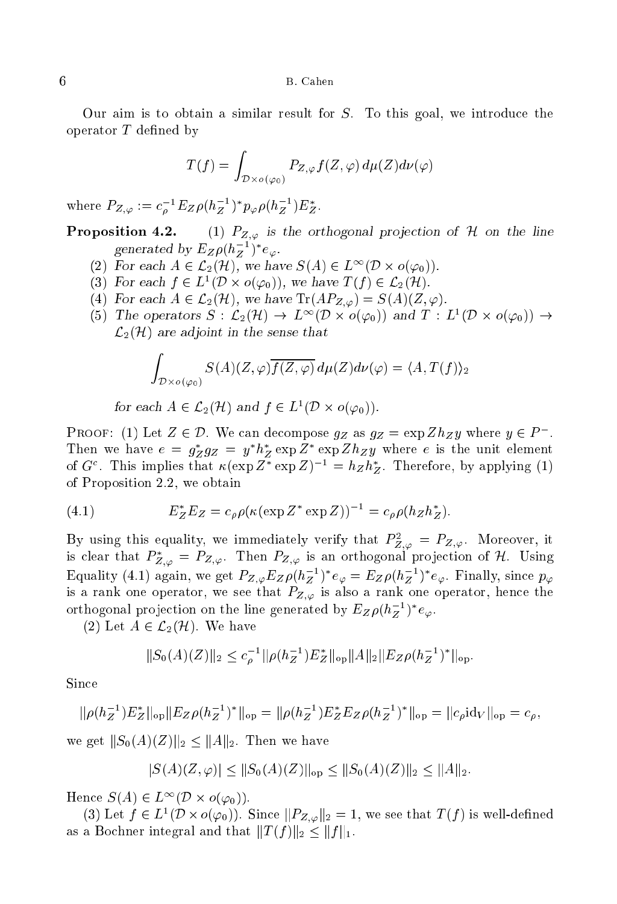Our aim is to obtain a similar result for $S$. To this goal, we introduce the operator $T$ defined by

$$T(f) = \int_{\mathcal{D}\times o(\varphi_0)} P_{Z,\varphi} f(Z,\varphi)\, d\mu(Z) d\nu(\varphi)$$

where $P_{Z,\varphi} := c_\rho^{-1} E_Z \rho(h_Z^{-1})^* p_\varphi \rho(h_Z^{-1}) E_Z^*$.

**Proposition 4.2.** 
1. *$P_{Z,\varphi}$ is the orthogonal projection of $\mathcal{H}$ on the line generated by $E_Z\rho(h_Z^{-1})^* e_\varphi$.*
2. *For each $A \in \mathcal{L}_2(\mathcal{H})$, we have $S(A) \in L^\infty(\mathcal{D} \times o(\varphi_0))$.*
3. *For each $f \in L^1(\mathcal{D} \times o(\varphi_0))$, we have $T(f) \in \mathcal{L}_2(\mathcal{H})$.*
4. *For each $A \in \mathcal{L}_2(\mathcal{H})$, we have $\operatorname{Tr}(AP_{Z,\varphi}) = S(A)(Z,\varphi)$.*
5. *The operators $S : \mathcal{L}_2(\mathcal{H}) \to L^\infty(\mathcal{D} \times o(\varphi_0))$ and $T : L^1(\mathcal{D} \times o(\varphi_0)) \to \mathcal{L}_2(\mathcal{H})$ are adjoint in the sense that*

$$\int_{\mathcal{D}\times o(\varphi_0)} S(A)(Z,\varphi)\overline{f(Z,\varphi)}\, d\mu(Z) d\nu(\varphi) = \langle A, T(f)\rangle_2$$

*for each $A \in \mathcal{L}_2(\mathcal{H})$ and $f \in L^1(\mathcal{D} \times o(\varphi_0))$.*

Proof: (1) Let $Z \in \mathcal{D}$. We can decompose $g_Z$ as $g_Z = \exp Z h_Z y$ where $y \in P^-$. Then we have $e = g_Z^* g_Z = y^* h_Z^* \exp Z^* \exp Z h_Z y$ where $e$ is the unit element of $G^c$. This implies that $\kappa(\exp Z^* \exp Z)^{-1} = h_Z h_Z^*$. Therefore, by applying (1) of Proposition 2.2, we obtain

$$E_Z^* E_Z = c_\rho \rho(\kappa(\exp Z^* \exp Z))^{-1} = c_\rho \rho(h_Z h_Z^*). \tag{4.1}$$

By using this equality, we immediately verify that $P_{Z,\varphi}^2 = P_{Z,\varphi}$. Moreover, it is clear that $P_{Z,\varphi}^* = P_{Z,\varphi}$. Then $P_{Z,\varphi}$ is an orthogonal projection of $\mathcal{H}$. Using Equality (4.1) again, we get $P_{Z,\varphi} E_Z \rho(h_Z^{-1})^* e_\varphi = E_Z\rho(h_Z^{-1})^* e_\varphi$. Finally, since $p_\varphi$ is a rank one operator, we see that $P_{Z,\varphi}$ is also a rank one operator, hence the orthogonal projection on the line generated by $E_Z\rho(h_Z^{-1})^* e_\varphi$.

(2) Let $A \in \mathcal{L}_2(\mathcal{H})$. We have

$$\|S_0(A)(Z)\|_2 \le c_\rho^{-1} \|\rho(h_Z^{-1})E_Z^*\|_{\text{op}} \|A\|_2 \|E_Z \rho(h_Z^{-1})^*\|_{\text{op}}.$$

Since

$$\|\rho(h_Z^{-1})E_Z^*\|_{\text{op}} \|E_Z\rho(h_Z^{-1})^*\|_{\text{op}} = \|\rho(h_Z^{-1})E_Z^* E_Z \rho(h_Z^{-1})^*\|_{\text{op}} = \|c_\rho \text{id}_V\|_{\text{op}} = c_\rho,$$

we get $\|S_0(A)(Z)\|_2 \le \|A\|_2$. Then we have

$$|S(A)(Z,\varphi)| \le \|S_0(A)(Z)\|_{\text{op}} \le \|S_0(A)(Z)\|_2 \le \|A\|_2.$$

Hence $S(A) \in L^\infty(\mathcal{D} \times o(\varphi_0))$.

(3) Let $f \in L^1(\mathcal{D} \times o(\varphi_0))$. Since $\|P_{Z,\varphi}\|_2 = 1$, we see that $T(f)$ is well-defined as a Bochner integral and that $\|T(f)\|_2 \le \|f\|_1$.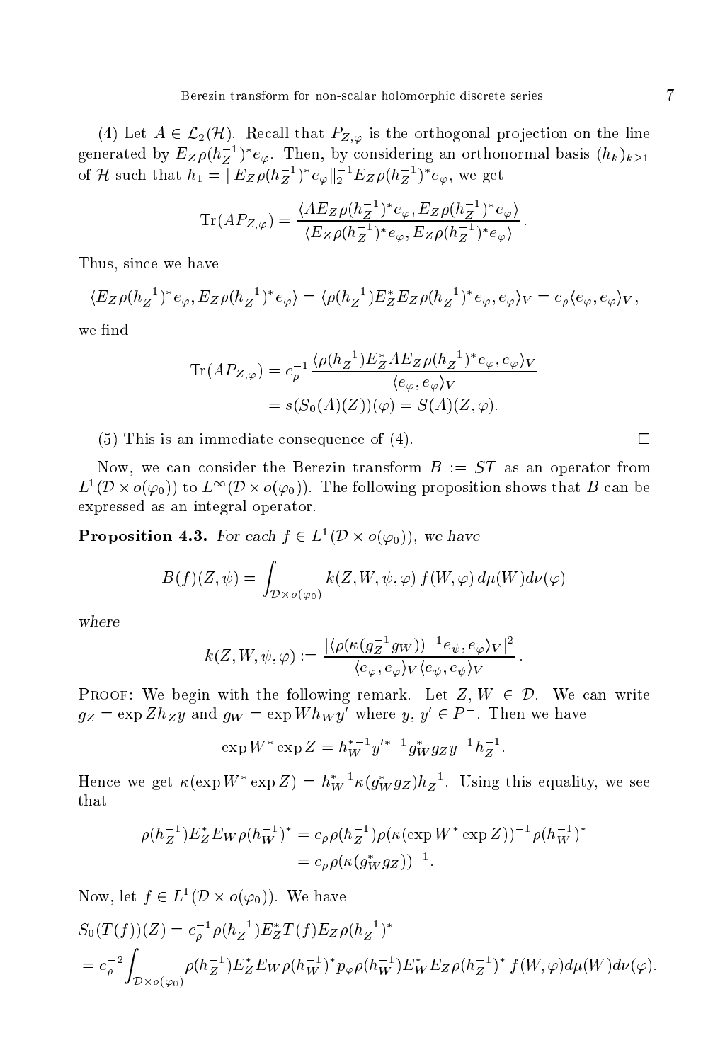(4) Let $A \in \mathcal{L}_2(\mathcal{H})$. Recall that $P_{Z,\varphi}$ is the orthogonal projection on the line generated by $E_Z\rho(h_Z^{-1})^* e_\varphi$. Then, by considering an orthonormal basis $(h_k)_{k\geq 1}$ of $\mathcal{H}$ such that $h_1 = \|E_Z\rho(h_Z^{-1})^* e_\varphi\|_2^{-1} E_Z\rho(h_Z^{-1})^* e_\varphi$, we get

$$\mathrm{Tr}(AP_{Z,\varphi}) = \frac{\langle AE_Z\rho(h_Z^{-1})^* e_\varphi, E_Z\rho(h_Z^{-1})^* e_\varphi\rangle}{\langle E_Z\rho(h_Z^{-1})^* e_\varphi, E_Z\rho(h_Z^{-1})^* e_\varphi\rangle}.$$

Thus, since we have

$$\langle E_Z\rho(h_Z^{-1})^* e_\varphi, E_Z\rho(h_Z^{-1})^* e_\varphi\rangle = \langle \rho(h_Z^{-1})E_Z^* E_Z \rho(h_Z^{-1})^* e_\varphi, e_\varphi\rangle_V = c_\rho \langle e_\varphi, e_\varphi\rangle_V,$$

we find

$$\begin{aligned}
\mathrm{Tr}(AP_{Z,\varphi}) &= c_\rho^{-1} \frac{\langle \rho(h_Z^{-1})E_Z^* A E_Z \rho(h_Z^{-1})^* e_\varphi, e_\varphi\rangle_V}{\langle e_\varphi, e_\varphi\rangle_V} \\
&= s(S_0(A)(Z))(\varphi) = S(A)(Z,\varphi).
\end{aligned}$$

(5) This is an immediate consequence of (4). □

Now, we can consider the Berezin transform $B := ST$ as an operator from $L^1(\mathcal{D}\times o(\varphi_0))$ to $L^\infty(\mathcal{D}\times o(\varphi_0))$. The following proposition shows that $B$ can be expressed as an integral operator.

**Proposition 4.3.** *For each $f \in L^1(\mathcal{D}\times o(\varphi_0))$, we have*

$$B(f)(Z,\psi) = \int_{\mathcal{D}\times o(\varphi_0)} k(Z,W,\psi,\varphi)\, f(W,\varphi)\, d\mu(W) d\nu(\varphi)$$

*where*

$$k(Z,W,\psi,\varphi) := \frac{|\langle \rho(\kappa(g_Z^{-1}g_W))^{-1} e_\psi, e_\varphi\rangle_V|^2}{\langle e_\varphi, e_\varphi\rangle_V \langle e_\psi, e_\psi\rangle_V}.$$

Proof: We begin with the following remark. Let $Z, W \in \mathcal{D}$. We can write $g_Z = \exp Z h_Z y$ and $g_W = \exp W h_W y'$ where $y, y' \in P^-$. Then we have

$$\exp W^* \exp Z = h_W^{*-1} y'^{*-1} g_W^* g_Z y^{-1} h_Z^{-1}.$$

Hence we get $\kappa(\exp W^* \exp Z) = h_W^{*-1}\kappa(g_W^* g_Z) h_Z^{-1}$. Using this equality, we see that

$$\begin{aligned}
\rho(h_Z^{-1})E_Z^* E_W \rho(h_W^{-1})^* &= c_\rho \rho(h_Z^{-1})\rho(\kappa(\exp W^* \exp Z))^{-1} \rho(h_W^{-1})^* \\
&= c_\rho \rho(\kappa(g_W^* g_Z))^{-1}.
\end{aligned}$$

Now, let $f \in L^1(\mathcal{D}\times o(\varphi_0))$. We have

$$\begin{aligned}
&S_0(T(f))(Z) = c_\rho^{-1} \rho(h_Z^{-1}) E_Z^* T(f) E_Z \rho(h_Z^{-1})^* \\
&= c_\rho^{-2} \int_{\mathcal{D}\times o(\varphi_0)} \rho(h_Z^{-1}) E_Z^* E_W \rho(h_W^{-1})^* p_\varphi \rho(h_W^{-1}) E_W^* E_Z \rho(h_Z^{-1})^*\, f(W,\varphi) d\mu(W) d\nu(\varphi).
\end{aligned}$$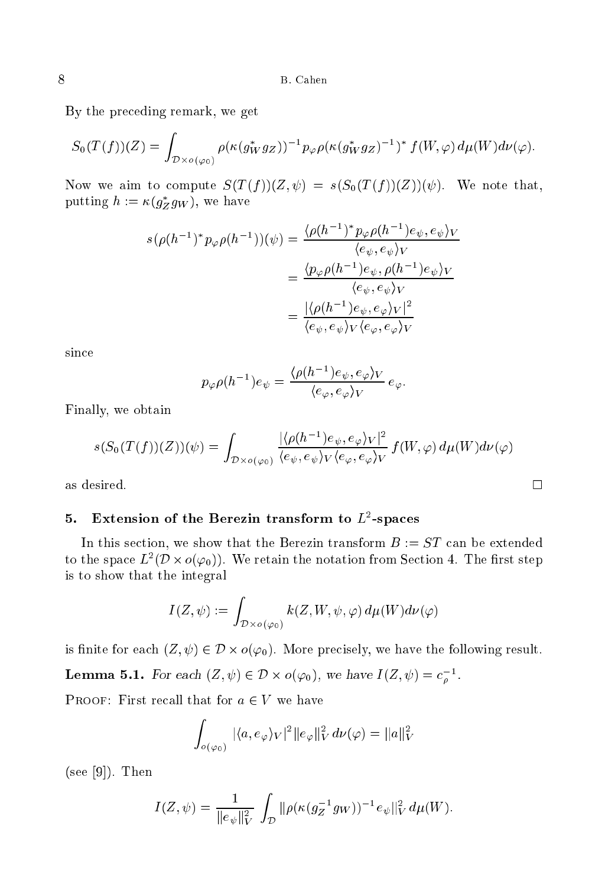By the preceding remark, we get

$$S_0(T(f))(Z) = \int_{\mathcal{D}\times o(\varphi_0)} \rho(\kappa(g_W^* g_Z))^{-1} p_\varphi \rho(\kappa(g_W^* g_Z)^{-1})^* \, f(W,\varphi)\, d\mu(W) d\nu(\varphi).$$

Now we aim to compute $S(T(f))(Z,\psi) = s(S_0(T(f))(Z))(\psi)$. We note that, putting $h := \kappa(g_Z^* g_W)$, we have

$$\begin{aligned} s(\rho(h^{-1})^* p_\varphi \rho(h^{-1}))(\psi) &= \frac{\langle \rho(h^{-1})^* p_\varphi \rho(h^{-1}) e_\psi, e_\psi\rangle_V}{\langle e_\psi, e_\psi\rangle_V} \\ &= \frac{\langle p_\varphi \rho(h^{-1}) e_\psi, \rho(h^{-1}) e_\psi\rangle_V}{\langle e_\psi, e_\psi\rangle_V} \\ &= \frac{|\langle \rho(h^{-1}) e_\psi, e_\varphi\rangle_V|^2}{\langle e_\psi, e_\psi\rangle_V \langle e_\varphi, e_\varphi\rangle_V} \end{aligned}$$

since

$$p_\varphi \rho(h^{-1}) e_\psi = \frac{\langle \rho(h^{-1}) e_\psi, e_\varphi\rangle_V}{\langle e_\varphi, e_\varphi\rangle_V}\, e_\varphi.$$

Finally, we obtain

$$s(S_0(T(f))(Z))(\psi) = \int_{\mathcal{D}\times o(\varphi_0)} \frac{|\langle \rho(h^{-1}) e_\psi, e_\varphi\rangle_V|^2}{\langle e_\psi, e_\psi\rangle_V \langle e_\varphi, e_\varphi\rangle_V}\, f(W,\varphi)\, d\mu(W) d\nu(\varphi)$$

as desired. $\square$

## 5. Extension of the Berezin transform to $L^2$-spaces

In this section, we show that the Berezin transform $B := ST$ can be extended to the space $L^2(\mathcal{D}\times o(\varphi_0))$. We retain the notation from Section 4. The first step is to show that the integral

$$I(Z,\psi) := \int_{\mathcal{D}\times o(\varphi_0)} k(Z,W,\psi,\varphi)\, d\mu(W) d\nu(\varphi)$$

is finite for each $(Z,\psi)\in \mathcal{D}\times o(\varphi_0)$. More precisely, we have the following result.

**Lemma 5.1.** *For each $(Z,\psi)\in \mathcal{D}\times o(\varphi_0)$, we have $I(Z,\psi) = c_\rho^{-1}$.*

PROOF: First recall that for $a\in V$ we have

$$\int_{o(\varphi_0)} |\langle a, e_\varphi\rangle_V|^2 \|e_\varphi\|_V^2 \, d\nu(\varphi) = \|a\|_V^2$$

(see [9]). Then

$$I(Z,\psi) = \frac{1}{\|e_\psi\|_V^2} \int_{\mathcal{D}} \|\rho(\kappa(g_Z^{-1} g_W))^{-1} e_\psi\|_V^2 \, d\mu(W).$$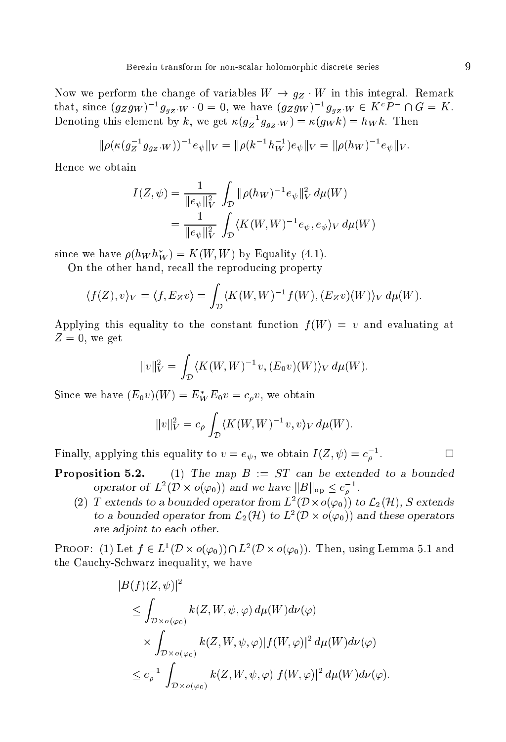Now we perform the change of variables $W \to g_Z \cdot W$ in this integral. Remark that, since $(g_Z g_W)^{-1} g_{g_Z \cdot W} \cdot 0 = 0$, we have $(g_Z g_W)^{-1} g_{g_Z \cdot W} \in K^c P^- \cap G = K$. Denoting this element by $k$, we get $\kappa(g_Z^{-1} g_{g_Z \cdot W}) = \kappa(g_W k) = h_W k$. Then

$$\|\rho(\kappa(g_Z^{-1} g_{g_Z \cdot W}))^{-1} e_\psi\|_V = \|\rho(k^{-1} h_W^{-1}) e_\psi\|_V = \|\rho(h_W)^{-1} e_\psi\|_V.$$

Hence we obtain

$$\begin{aligned} I(Z, \psi) &= \frac{1}{\|e_\psi\|_V^2} \int_{\mathcal{D}} \|\rho(h_W)^{-1} e_\psi\|_V^2 \, d\mu(W) \\ &= \frac{1}{\|e_\psi\|_V^2} \int_{\mathcal{D}} \langle K(W, W)^{-1} e_\psi, e_\psi \rangle_V \, d\mu(W) \end{aligned}$$

since we have $\rho(h_W h_W^*) = K(W, W)$ by Equality (4.1).

On the other hand, recall the reproducing property

$$\langle f(Z), v \rangle_V = \langle f, E_Z v \rangle = \int_{\mathcal{D}} \langle K(W, W)^{-1} f(W), (E_Z v)(W) \rangle_V \, d\mu(W).$$

Applying this equality to the constant function $f(W) = v$ and evaluating at $Z = 0$, we get

$$\|v\|_V^2 = \int_{\mathcal{D}} \langle K(W, W)^{-1} v, (E_0 v)(W) \rangle_V \, d\mu(W).$$

Since we have $(E_0 v)(W) = E_W^* E_0 v = c_\rho v$, we obtain

$$\|v\|_V^2 = c_\rho \int_{\mathcal{D}} \langle K(W, W)^{-1} v, v \rangle_V \, d\mu(W).$$

Finally, applying this equality to $v = e_\psi$, we obtain $I(Z, \psi) = c_\rho^{-1}$. □

**Proposition 5.2.** *(1) The map $B := ST$ can be extended to a bounded operator of $L^2(\mathcal{D} \times o(\varphi_0))$ and we have $\|B\|_{\mathrm{op}} \leq c_\rho^{-1}$.*

*(2) $T$ extends to a bounded operator from $L^2(\mathcal{D} \times o(\varphi_0))$ to $\mathcal{L}_2(\mathcal{H})$, $S$ extends to a bounded operator from $\mathcal{L}_2(\mathcal{H})$ to $L^2(\mathcal{D} \times o(\varphi_0))$ and these operators are adjoint to each other.*

Proof: (1) Let $f \in L^1(\mathcal{D} \times o(\varphi_0)) \cap L^2(\mathcal{D} \times o(\varphi_0))$. Then, using Lemma 5.1 and the Cauchy-Schwarz inequality, we have

$$\begin{aligned} &|B(f)(Z, \psi)|^2 \\ &\leq \int_{\mathcal{D} \times o(\varphi_0)} k(Z, W, \psi, \varphi) \, d\mu(W) d\nu(\varphi) \\ &\quad \times \int_{\mathcal{D} \times o(\varphi_0)} k(Z, W, \psi, \varphi) |f(W, \varphi)|^2 \, d\mu(W) d\nu(\varphi) \\ &\leq c_\rho^{-1} \int_{\mathcal{D} \times o(\varphi_0)} k(Z, W, \psi, \varphi) |f(W, \varphi)|^2 \, d\mu(W) d\nu(\varphi). \end{aligned}$$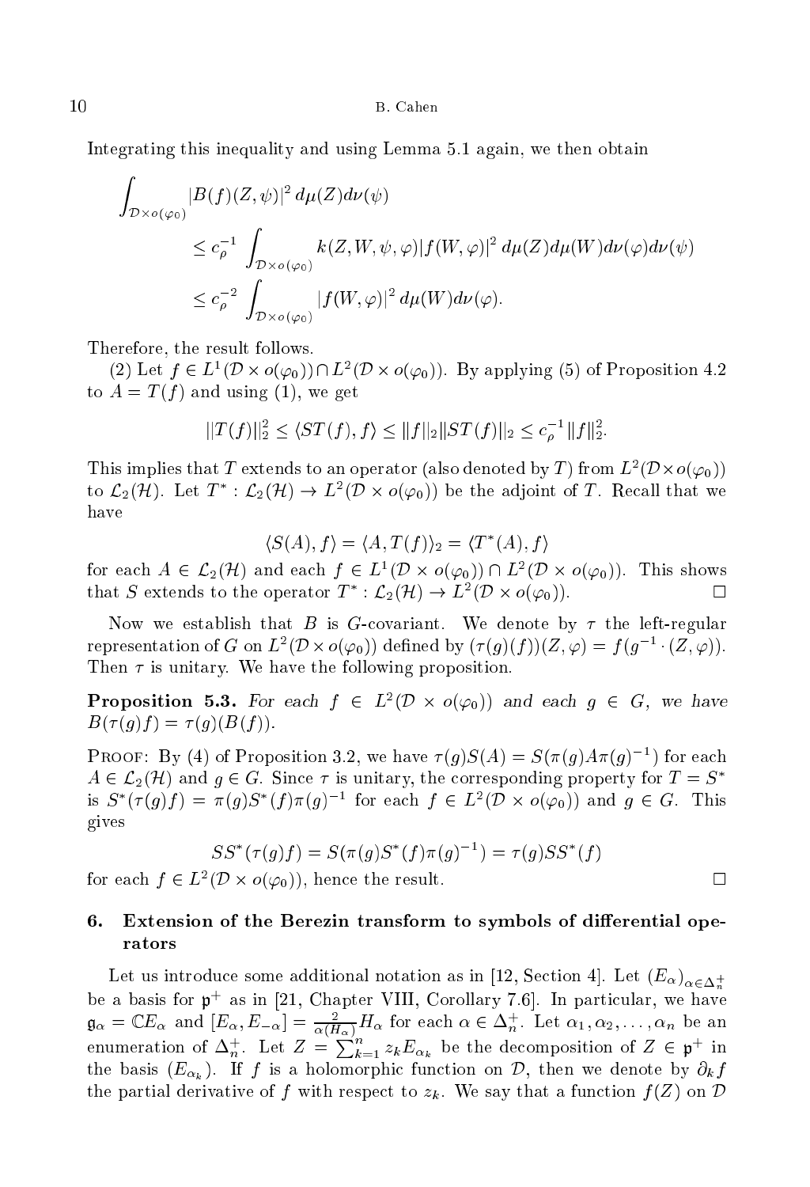Integrating this inequality and using Lemma 5.1 again, we then obtain

$$\begin{aligned}\int_{\mathcal{D}\times o(\varphi_0)} |B(f)(Z,\psi)|^2\, d\mu(Z)d\nu(\psi) &\leq c_\rho^{-1} \int_{\mathcal{D}\times o(\varphi_0)} k(Z,W,\psi,\varphi)|f(W,\varphi)|^2\, d\mu(Z)d\mu(W)d\nu(\varphi)d\nu(\psi)\\ &\leq c_\rho^{-2} \int_{\mathcal{D}\times o(\varphi_0)} |f(W,\varphi)|^2\, d\mu(W)d\nu(\varphi).\end{aligned}$$

Therefore, the result follows.

(2) Let $f \in L^1(\mathcal{D}\times o(\varphi_0)) \cap L^2(\mathcal{D}\times o(\varphi_0))$. By applying (5) of Proposition 4.2 to $A = T(f)$ and using (1), we get

$$||T(f)||_2^2 \leq \langle ST(f), f\rangle \leq \|f\|_2 \|ST(f)\|_2 \leq c_\rho^{-1}\|f\|_2^2.$$

This implies that $T$ extends to an operator (also denoted by $T$) from $L^2(\mathcal{D}\times o(\varphi_0))$ to $\mathcal{L}_2(\mathcal{H})$. Let $T^* : \mathcal{L}_2(\mathcal{H}) \to L^2(\mathcal{D}\times o(\varphi_0))$ be the adjoint of $T$. Recall that we have

$$\langle S(A), f\rangle = \langle A, T(f)\rangle_2 = \langle T^*(A), f\rangle$$

for each $A \in \mathcal{L}_2(\mathcal{H})$ and each $f \in L^1(\mathcal{D}\times o(\varphi_0)) \cap L^2(\mathcal{D}\times o(\varphi_0))$. This shows that $S$ extends to the operator $T^* : \mathcal{L}_2(\mathcal{H}) \to L^2(\mathcal{D}\times o(\varphi_0))$. □

Now we establish that $B$ is $G$-covariant. We denote by $\tau$ the left-regular representation of $G$ on $L^2(\mathcal{D}\times o(\varphi_0))$ defined by $(\tau(g)(f))(Z,\varphi) = f(g^{-1}\cdot(Z,\varphi))$. Then $\tau$ is unitary. We have the following proposition.

**Proposition 5.3.** *For each $f \in L^2(\mathcal{D}\times o(\varphi_0))$ and each $g \in G$, we have $B(\tau(g)f) = \tau(g)(B(f))$.*

Proof: By (4) of Proposition 3.2, we have $\tau(g)S(A) = S(\pi(g)A\pi(g)^{-1})$ for each $A \in \mathcal{L}_2(\mathcal{H})$ and $g \in G$. Since $\tau$ is unitary, the corresponding property for $T = S^*$ is $S^*(\tau(g)f) = \pi(g)S^*(f)\pi(g)^{-1}$ for each $f \in L^2(\mathcal{D}\times o(\varphi_0))$ and $g \in G$. This gives

$$SS^*(\tau(g)f) = S(\pi(g)S^*(f)\pi(g)^{-1}) = \tau(g)SS^*(f)$$

for each $f \in L^2(\mathcal{D}\times o(\varphi_0))$, hence the result. □

## 6. Extension of the Berezin transform to symbols of differential operators

Let us introduce some additional notation as in [12, Section 4]. Let $(E_\alpha)_{\alpha\in\Delta_n^+}$ be a basis for $\mathfrak{p}^+$ as in [21, Chapter VIII, Corollary 7.6]. In particular, we have $\mathfrak{g}_\alpha = \mathbb{C}E_\alpha$ and $[E_\alpha, E_{-\alpha}] = \frac{2}{\alpha(H_\alpha)}H_\alpha$ for each $\alpha \in \Delta_n^+$. Let $\alpha_1, \alpha_2, \ldots, \alpha_n$ be an enumeration of $\Delta_n^+$. Let $Z = \sum_{k=1}^n z_k E_{\alpha_k}$ be the decomposition of $Z \in \mathfrak{p}^+$ in the basis $(E_{\alpha_k})$. If $f$ is a holomorphic function on $\mathcal{D}$, then we denote by $\partial_k f$ the partial derivative of $f$ with respect to $z_k$. We say that a function $f(Z)$ on $\mathcal{D}$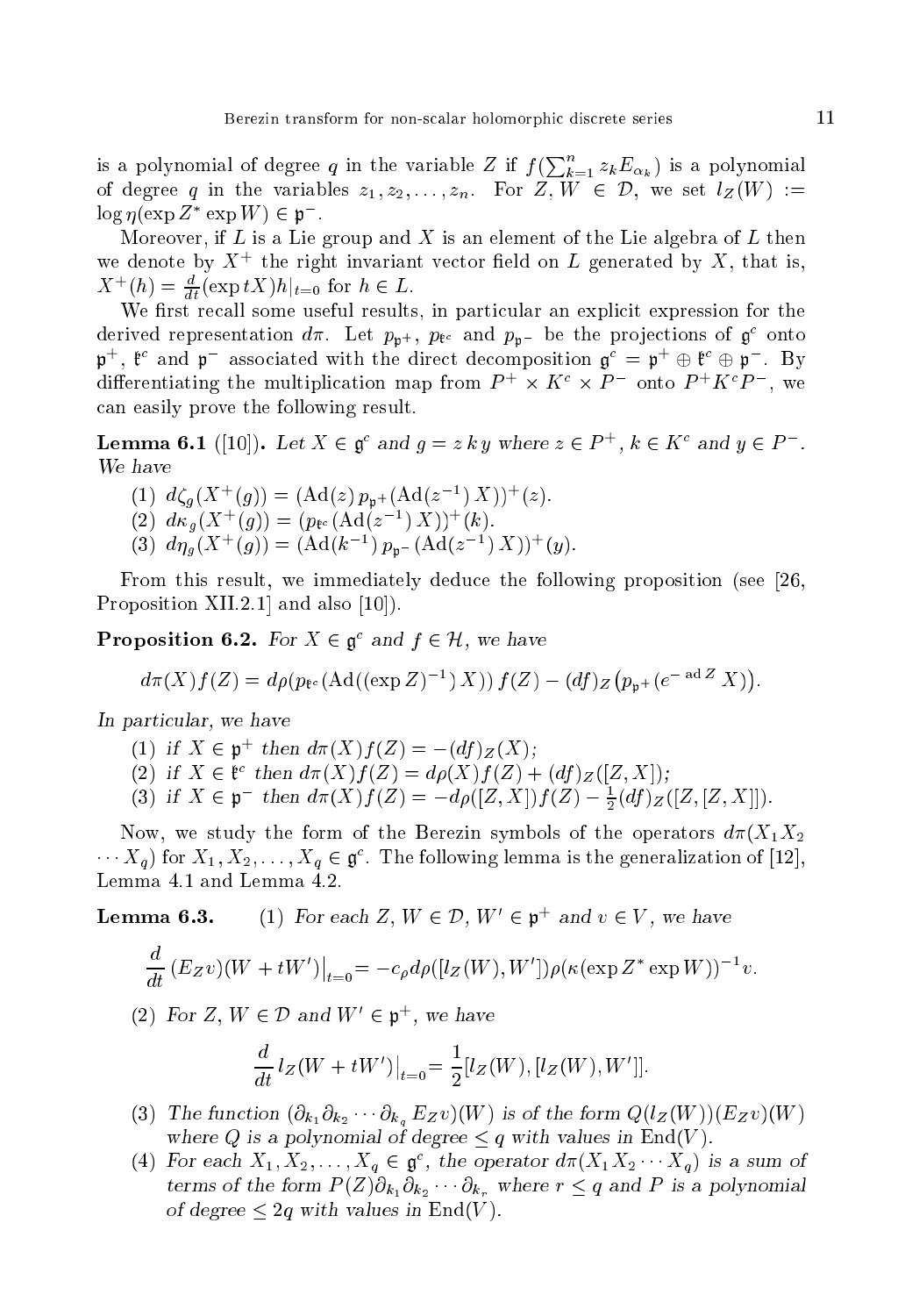is a polynomial of degree $q$ in the variable $Z$ if $f(\sum_{k=1}^{n} z_k E_{\alpha_k})$ is a polynomial of degree $q$ in the variables $z_1, z_2, \ldots, z_n$. For $Z, W \in \mathcal{D}$, we set $l_Z(W) := \log \eta(\exp Z^* \exp W) \in \mathfrak{p}^-$.

Moreover, if $L$ is a Lie group and $X$ is an element of the Lie algebra of $L$ then we denote by $X^+$ the right invariant vector field on $L$ generated by $X$, that is, $X^+(h) = \frac{d}{dt}(\exp tX)h|_{t=0}$ for $h \in L$.

We first recall some useful results, in particular an explicit expression for the derived representation $d\pi$. Let $p_{\mathfrak{p}^+}$, $p_{\mathfrak{k}^c}$ and $p_{\mathfrak{p}^-}$ be the projections of $\mathfrak{g}^c$ onto $\mathfrak{p}^+$, $\mathfrak{k}^c$ and $\mathfrak{p}^-$ associated with the direct decomposition $\mathfrak{g}^c = \mathfrak{p}^+ \oplus \mathfrak{k}^c \oplus \mathfrak{p}^-$. By differentiating the multiplication map from $P^+ \times K^c \times P^-$ onto $P^+K^cP^-$, we can easily prove the following result.

**Lemma 6.1** ([10]). *Let $X \in \mathfrak{g}^c$ and $g = z\,k\,y$ where $z \in P^+$, $k \in K^c$ and $y \in P^-$. We have*

1. $d\zeta_g(X^+(g)) = (\mathrm{Ad}(z)\, p_{\mathfrak{p}^+}(\mathrm{Ad}(z^{-1})\,X))^+(z)$.
2. $d\kappa_g(X^+(g)) = (p_{\mathfrak{k}^c}(\mathrm{Ad}(z^{-1})\,X))^+(k)$.
3. $d\eta_g(X^+(g)) = (\mathrm{Ad}(k^{-1})\, p_{\mathfrak{p}^-}(\mathrm{Ad}(z^{-1})\,X))^+(y)$.

From this result, we immediately deduce the following proposition (see [26, Proposition XII.2.1] and also [10]).

**Proposition 6.2.** *For $X \in \mathfrak{g}^c$ and $f \in \mathcal{H}$, we have*

$$d\pi(X)f(Z) = d\rho(p_{\mathfrak{k}^c}(\mathrm{Ad}((\exp Z)^{-1})\,X))\,f(Z) - (df)_Z\big(p_{\mathfrak{p}^+}(e^{-\operatorname{ad} Z}\,X)\big).$$

*In particular, we have*

1. *if $X \in \mathfrak{p}^+$ then $d\pi(X)f(Z) = -(df)_Z(X)$;*
2. *if $X \in \mathfrak{k}^c$ then $d\pi(X)f(Z) = d\rho(X)f(Z) + (df)_Z([Z,X])$;*
3. *if $X \in \mathfrak{p}^-$ then $d\pi(X)f(Z) = -d\rho([Z,X])f(Z) - \frac{1}{2}(df)_Z([Z,[Z,X]])$.*

Now, we study the form of the Berezin symbols of the operators $d\pi(X_1X_2\cdots X_q)$ for $X_1, X_2, \ldots, X_q \in \mathfrak{g}^c$. The following lemma is the generalization of [12], Lemma 4.1 and Lemma 4.2.

**Lemma 6.3.** *(1) For each $Z, W \in \mathcal{D}$, $W' \in \mathfrak{p}^+$ and $v \in V$, we have*

$$\frac{d}{dt}\,(E_Z v)(W + tW')\big|_{t=0} = -c_\rho d\rho([l_Z(W), W'])\rho(\kappa(\exp Z^* \exp W))^{-1}v.$$

*(2) For $Z, W \in \mathcal{D}$ and $W' \in \mathfrak{p}^+$, we have*

$$\frac{d}{dt}\,l_Z(W + tW')\big|_{t=0} = \frac{1}{2}[l_Z(W), [l_Z(W), W']].$$

*(3) The function $(\partial_{k_1}\partial_{k_2}\cdots\partial_{k_q} E_Z v)(W)$ is of the form $Q(l_Z(W))(E_Z v)(W)$ where $Q$ is a polynomial of degree $\leq q$ with values in $\mathrm{End}(V)$.*

*(4) For each $X_1, X_2, \ldots, X_q \in \mathfrak{g}^c$, the operator $d\pi(X_1X_2\cdots X_q)$ is a sum of terms of the form $P(Z)\partial_{k_1}\partial_{k_2}\cdots\partial_{k_r}$ where $r \leq q$ and $P$ is a polynomial of degree $\leq 2q$ with values in $\mathrm{End}(V)$.*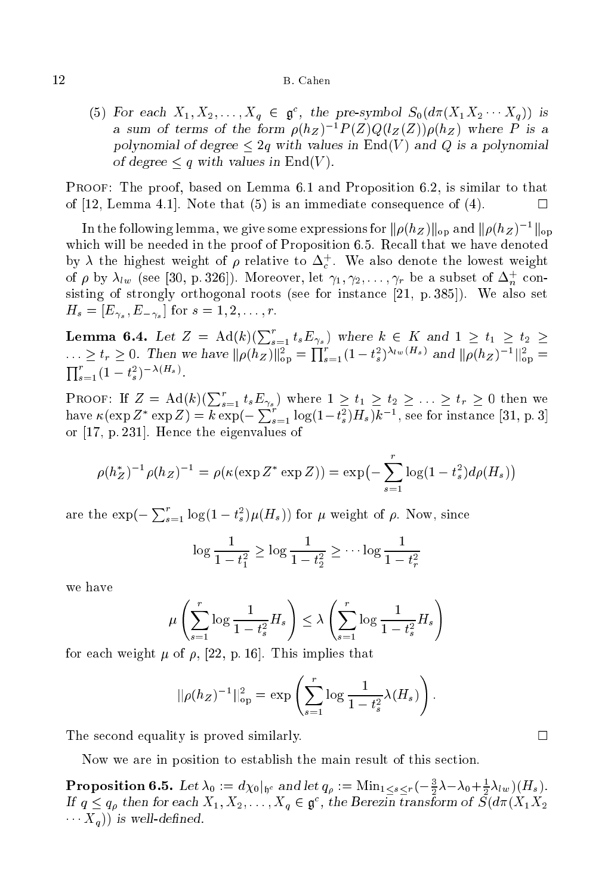(5) *For each $X_1, X_2, \ldots, X_q \in \mathfrak{g}^c$, the pre-symbol $S_0(d\pi(X_1X_2\cdots X_q))$ is a sum of terms of the form $\rho(h_Z)^{-1}P(Z)Q(l_Z(Z))\rho(h_Z)$ where $P$ is a polynomial of degree $\leq 2q$ with values in $\mathrm{End}(V)$ and $Q$ is a polynomial of degree $\leq q$ with values in $\mathrm{End}(V)$.*

Proof: The proof, based on Lemma 6.1 and Proposition 6.2, is similar to that of [12, Lemma 4.1]. Note that (5) is an immediate consequence of (4). $\square$

In the following lemma, we give some expressions for $\|\rho(h_Z)\|_{\mathrm{op}}$ and $\|\rho(h_Z)^{-1}\|_{\mathrm{op}}$ which will be needed in the proof of Proposition 6.5. Recall that we have denoted by $\lambda$ the highest weight of $\rho$ relative to $\Delta_c^+$. We also denote the lowest weight of $\rho$ by $\lambda_{lw}$ (see [30, p. 326]). Moreover, let $\gamma_1, \gamma_2, \ldots, \gamma_r$ be a subset of $\Delta_n^+$ consisting of strongly orthogonal roots (see for instance [21, p. 385]). We also set $H_s = [E_{\gamma_s}, E_{-\gamma_s}]$ for $s = 1, 2, \ldots, r$.

**Lemma 6.4.** *Let $Z = \mathrm{Ad}(k)(\sum_{s=1}^r t_s E_{\gamma_s})$ where $k \in K$ and $1 \geq t_1 \geq t_2 \geq \ldots \geq t_r \geq 0$. Then we have $\|\rho(h_Z)\|_{\mathrm{op}}^2 = \prod_{s=1}^r (1-t_s^2)^{\lambda_{lw}(H_s)}$ and $\|\rho(h_Z)^{-1}\|_{\mathrm{op}}^2 = \prod_{s=1}^r (1-t_s^2)^{-\lambda(H_s)}$.*

Proof: If $Z = \mathrm{Ad}(k)(\sum_{s=1}^r t_s E_{\gamma_s})$ where $1 \geq t_1 \geq t_2 \geq \ldots \geq t_r \geq 0$ then we have $\kappa(\exp Z^* \exp Z) = k \exp(-\sum_{s=1}^r \log(1-t_s^2)H_s)k^{-1}$, see for instance [31, p. 3] or [17, p. 231]. Hence the eigenvalues of

$$\rho(h_Z^*)^{-1}\rho(h_Z)^{-1} = \rho(\kappa(\exp Z^* \exp Z)) = \exp\big(-\sum_{s=1}^r \log(1-t_s^2)d\rho(H_s)\big)$$

are the $\exp(-\sum_{s=1}^r \log(1-t_s^2)\mu(H_s))$ for $\mu$ weight of $\rho$. Now, since

$$\log\frac{1}{1-t_1^2} \geq \log\frac{1}{1-t_2^2} \geq \cdots \log\frac{1}{1-t_r^2}$$

we have

$$\mu\left(\sum_{s=1}^r \log\frac{1}{1-t_s^2}H_s\right) \leq \lambda\left(\sum_{s=1}^r \log\frac{1}{1-t_s^2}H_s\right)$$

for each weight $\mu$ of $\rho$, [22, p. 16]. This implies that

$$||\rho(h_Z)^{-1}||_{\mathrm{op}}^2 = \exp\left(\sum_{s=1}^r \log\frac{1}{1-t_s^2}\lambda(H_s)\right).$$

The second equality is proved similarly. $\square$

Now we are in position to establish the main result of this section.

**Proposition 6.5.** *Let $\lambda_0 := d\chi_0|_{\mathfrak{h}^c}$ and let $q_\rho := \mathrm{Min}_{1\leq s\leq r}(-\frac{3}{2}\lambda - \lambda_0 + \frac{1}{2}\lambda_{lw})(H_s)$. If $q \leq q_\rho$ then for each $X_1, X_2, \ldots, X_q \in \mathfrak{g}^c$, the Berezin transform of $S(d\pi(X_1X_2\cdots X_q))$ is well-defined.*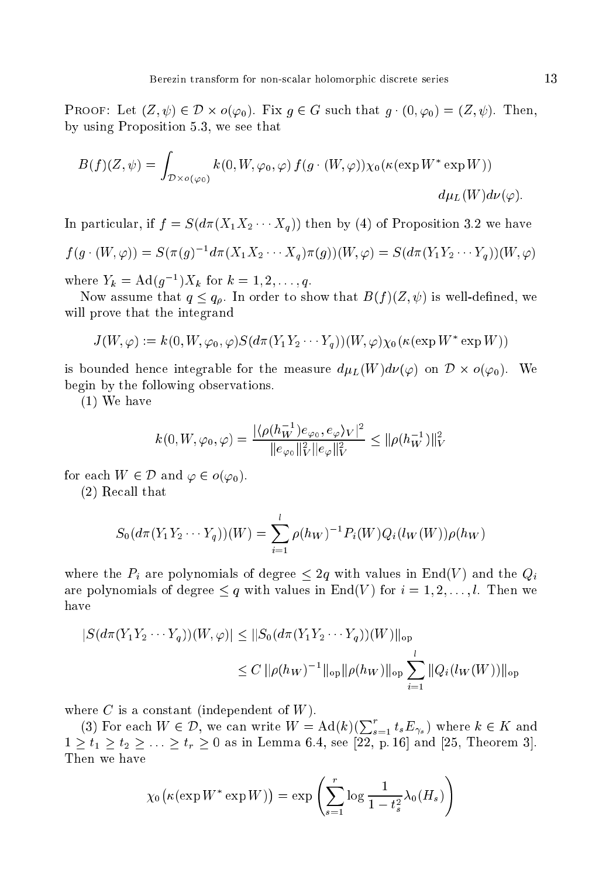PROOF: Let $(Z,\psi)\in\mathcal{D}\times o(\varphi_0)$. Fix $g\in G$ such that $g\cdot(0,\varphi_0)=(Z,\psi)$. Then, by using Proposition 5.3, we see that

$$B(f)(Z,\psi)=\int_{\mathcal{D}\times o(\varphi_0)} k(0,W,\varphi_0,\varphi)\,f(g\cdot(W,\varphi))\chi_0(\kappa(\exp W^*\exp W))\,d\mu_L(W)d\nu(\varphi).$$

In particular, if $f=S(d\pi(X_1X_2\cdots X_q))$ then by (4) of Proposition 3.2 we have

$$f(g\cdot(W,\varphi))=S(\pi(g)^{-1}d\pi(X_1X_2\cdots X_q)\pi(g))(W,\varphi)=S(d\pi(Y_1Y_2\cdots Y_q))(W,\varphi)$$

where $Y_k=\mathrm{Ad}(g^{-1})X_k$ for $k=1,2,\ldots,q$.

Now assume that $q\leq q_\rho$. In order to show that $B(f)(Z,\psi)$ is well-defined, we will prove that the integrand

$$J(W,\varphi):=k(0,W,\varphi_0,\varphi)S(d\pi(Y_1Y_2\cdots Y_q))(W,\varphi)\chi_0(\kappa(\exp W^*\exp W))$$

is bounded hence integrable for the measure $d\mu_L(W)d\nu(\varphi)$ on $\mathcal{D}\times o(\varphi_0)$. We begin by the following observations.

(1) We have

$$k(0,W,\varphi_0,\varphi)=\frac{|\langle\rho(h_W^{-1})e_{\varphi_0},e_\varphi\rangle_V|^2}{\|e_{\varphi_0}\|_V^2\|e_\varphi\|_V^2}\leq\|\rho(h_W^{-1})\|_V^2$$

for each $W\in\mathcal{D}$ and $\varphi\in o(\varphi_0)$.

(2) Recall that

$$S_0(d\pi(Y_1Y_2\cdots Y_q))(W)=\sum_{i=1}^{l}\rho(h_W)^{-1}P_i(W)Q_i(l_W(W))\rho(h_W)$$

where the $P_i$ are polynomials of degree $\leq 2q$ with values in $\mathrm{End}(V)$ and the $Q_i$ are polynomials of degree $\leq q$ with values in $\mathrm{End}(V)$ for $i=1,2,\ldots,l$. Then we have

$$\begin{aligned}|S(d\pi(Y_1Y_2\cdots Y_q))(W,\varphi)|&\leq\|S_0(d\pi(Y_1Y_2\cdots Y_q))(W)\|_{\mathrm{op}}\\&\leq C\,\|\rho(h_W)^{-1}\|_{\mathrm{op}}\|\rho(h_W)\|_{\mathrm{op}}\sum_{i=1}^{l}\|Q_i(l_W(W))\|_{\mathrm{op}}\end{aligned}$$

where $C$ is a constant (independent of $W$).

(3) For each $W\in\mathcal{D}$, we can write $W=\mathrm{Ad}(k)(\sum_{s=1}^{r}t_sE_{\gamma_s})$ where $k\in K$ and $1\geq t_1\geq t_2\geq\ldots\geq t_r\geq 0$ as in Lemma 6.4, see [22, p. 16] and [25, Theorem 3]. Then we have

$$\chi_0\big(\kappa(\exp W^*\exp W)\big)=\exp\left(\sum_{s=1}^{r}\log\frac{1}{1-t_s^2}\lambda_0(H_s)\right)$$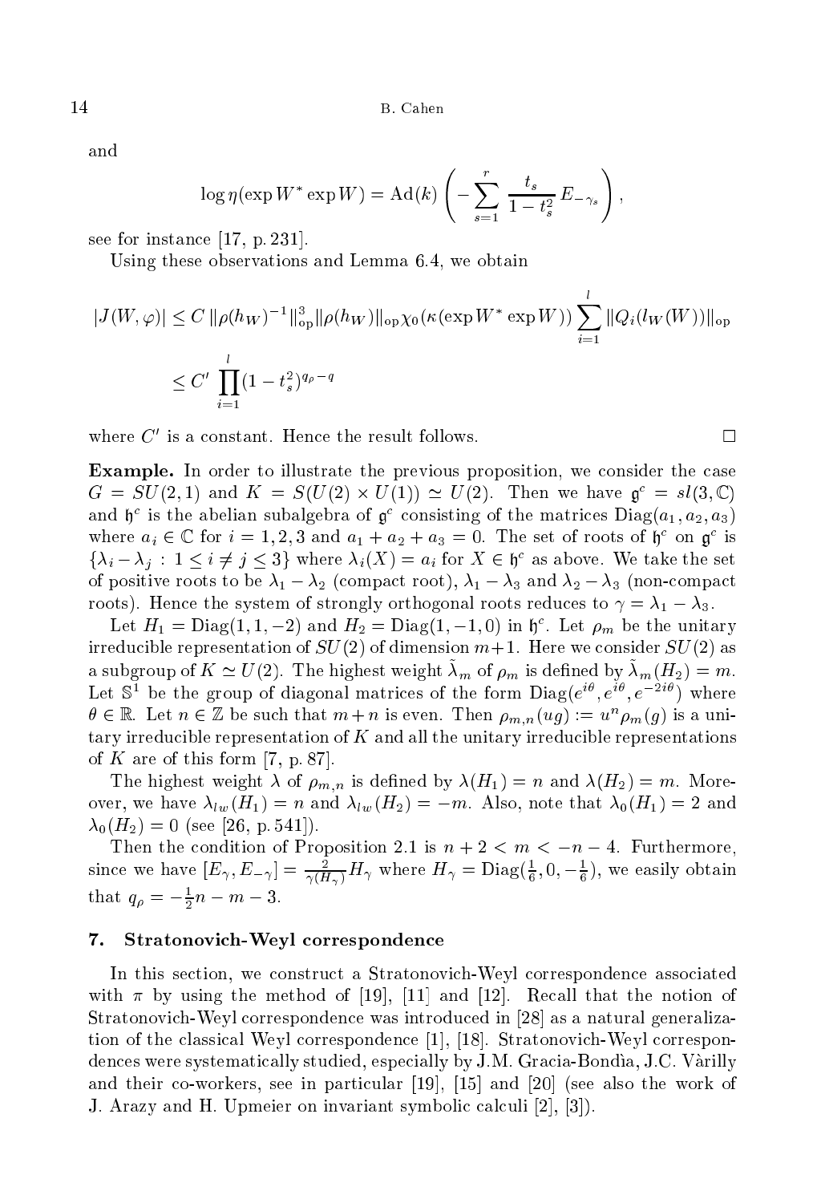and

$$\log \eta(\exp W^* \exp W) = \mathrm{Ad}(k)\left(-\sum_{s=1}^{r} \frac{t_s}{1-t_s^2}\, E_{-\gamma_s}\right),$$

see for instance [17, p. 231].

Using these observations and Lemma 6.4, we obtain

$$\begin{aligned}
|J(W,\varphi)| &\leq C\, \|\rho(h_W)^{-1}\|_{\mathrm{op}}^3 \|\rho(h_W)\|_{\mathrm{op}} \chi_0(\kappa(\exp W^* \exp W)) \sum_{i=1}^{l} \|Q_i(l_W(W))\|_{\mathrm{op}} \\
&\leq C' \prod_{i=1}^{l} (1-t_s^2)^{q_\rho - q}
\end{aligned}$$

where $C'$ is a constant. Hence the result follows. $\square$

**Example.** In order to illustrate the previous proposition, we consider the case $G = SU(2,1)$ and $K = S(U(2)\times U(1)) \simeq U(2)$. Then we have $\mathfrak{g}^c = sl(3,\mathbb{C})$ and $\mathfrak{h}^c$ is the abelian subalgebra of $\mathfrak{g}^c$ consisting of the matrices $\mathrm{Diag}(a_1,a_2,a_3)$ where $a_i \in \mathbb{C}$ for $i=1,2,3$ and $a_1+a_2+a_3=0$. The set of roots of $\mathfrak{h}^c$ on $\mathfrak{g}^c$ is $\{\lambda_i - \lambda_j : 1 \leq i \neq j \leq 3\}$ where $\lambda_i(X) = a_i$ for $X \in \mathfrak{h}^c$ as above. We take the set of positive roots to be $\lambda_1 - \lambda_2$ (compact root), $\lambda_1 - \lambda_3$ and $\lambda_2 - \lambda_3$ (non-compact roots). Hence the system of strongly orthogonal roots reduces to $\gamma = \lambda_1 - \lambda_3$.

Let $H_1 = \mathrm{Diag}(1,1,-2)$ and $H_2 = \mathrm{Diag}(1,-1,0)$ in $\mathfrak{h}^c$. Let $\rho_m$ be the unitary irreducible representation of $SU(2)$ of dimension $m+1$. Here we consider $SU(2)$ as a subgroup of $K \simeq U(2)$. The highest weight $\tilde{\lambda}_m$ of $\rho_m$ is defined by $\tilde{\lambda}_m(H_2) = m$. Let $\mathbb{S}^1$ be the group of diagonal matrices of the form $\mathrm{Diag}(e^{i\theta}, e^{i\theta}, e^{-2i\theta})$ where $\theta \in \mathbb{R}$. Let $n \in \mathbb{Z}$ be such that $m+n$ is even. Then $\rho_{m,n}(ug) := u^n \rho_m(g)$ is a unitary irreducible representation of $K$ and all the unitary irreducible representations of $K$ are of this form [7, p. 87].

The highest weight $\lambda$ of $\rho_{m,n}$ is defined by $\lambda(H_1) = n$ and $\lambda(H_2) = m$. Moreover, we have $\lambda_{lw}(H_1) = n$ and $\lambda_{lw}(H_2) = -m$. Also, note that $\lambda_0(H_1) = 2$ and $\lambda_0(H_2) = 0$ (see [26, p. 541]).

Then the condition of Proposition 2.1 is $n+2 < m < -n-4$. Furthermore, since we have $[E_\gamma, E_{-\gamma}] = \frac{2}{\gamma(H_\gamma)} H_\gamma$ where $H_\gamma = \mathrm{Diag}(\frac{1}{6}, 0, -\frac{1}{6})$, we easily obtain that $q_\rho = -\frac{1}{2}n - m - 3$.

## 7. Stratonovich-Weyl correspondence

In this section, we construct a Stratonovich-Weyl correspondence associated with $\pi$ by using the method of [19], [11] and [12]. Recall that the notion of Stratonovich-Weyl correspondence was introduced in [28] as a natural generalization of the classical Weyl correspondence [1], [18]. Stratonovich-Weyl correspondences were systematically studied, especially by J.M. Gracia-Bondìa, J.C. Vàrilly and their co-workers, see in particular [19], [15] and [20] (see also the work of J. Arazy and H. Upmeier on invariant symbolic calculi [2], [3]).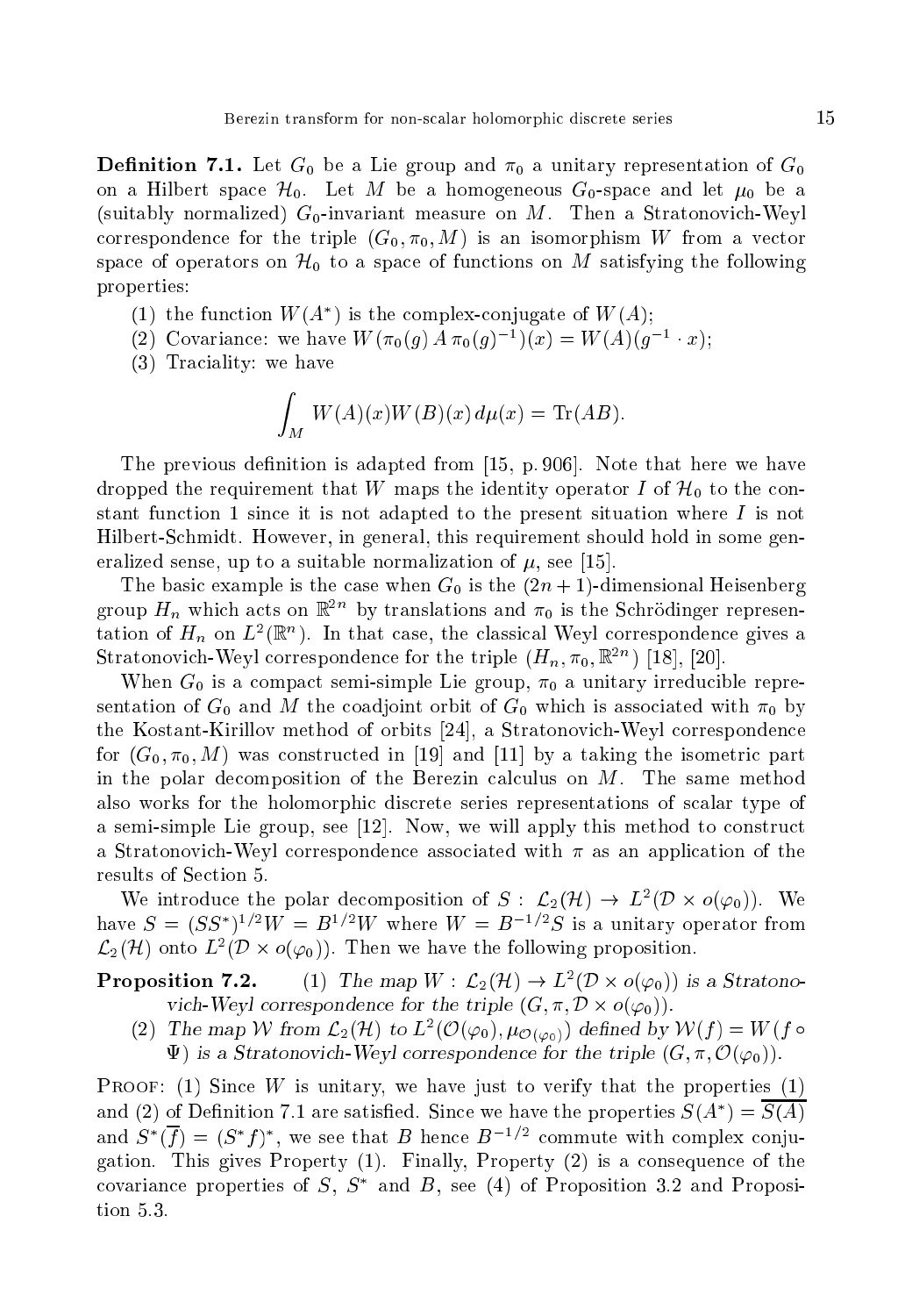**Definition 7.1.** Let $G_0$ be a Lie group and $\pi_0$ a unitary representation of $G_0$ on a Hilbert space $\mathcal{H}_0$. Let $M$ be a homogeneous $G_0$-space and let $\mu_0$ be a (suitably normalized) $G_0$-invariant measure on $M$. Then a Stratonovich-Weyl correspondence for the triple $(G_0, \pi_0, M)$ is an isomorphism $W$ from a vector space of operators on $\mathcal{H}_0$ to a space of functions on $M$ satisfying the following properties:

1. the function $W(A^*)$ is the complex-conjugate of $W(A)$;
2. Covariance: we have $W(\pi_0(g)\, A\, \pi_0(g)^{-1})(x) = W(A)(g^{-1} \cdot x)$;
3. Traciality: we have

$$\int_M W(A)(x) W(B)(x)\, d\mu(x) = \mathrm{Tr}(AB).$$

The previous definition is adapted from [15, p. 906]. Note that here we have dropped the requirement that $W$ maps the identity operator $I$ of $\mathcal{H}_0$ to the constant function 1 since it is not adapted to the present situation where $I$ is not Hilbert-Schmidt. However, in general, this requirement should hold in some generalized sense, up to a suitable normalization of $\mu$, see [15].

The basic example is the case when $G_0$ is the $(2n+1)$-dimensional Heisenberg group $H_n$ which acts on $\mathbb{R}^{2n}$ by translations and $\pi_0$ is the Schrödinger representation of $H_n$ on $L^2(\mathbb{R}^n)$. In that case, the classical Weyl correspondence gives a Stratonovich-Weyl correspondence for the triple $(H_n, \pi_0, \mathbb{R}^{2n})$ [18], [20].

When $G_0$ is a compact semi-simple Lie group, $\pi_0$ a unitary irreducible representation of $G_0$ and $M$ the coadjoint orbit of $G_0$ which is associated with $\pi_0$ by the Kostant-Kirillov method of orbits [24], a Stratonovich-Weyl correspondence for $(G_0, \pi_0, M)$ was constructed in [19] and [11] by a taking the isometric part in the polar decomposition of the Berezin calculus on $M$. The same method also works for the holomorphic discrete series representations of scalar type of a semi-simple Lie group, see [12]. Now, we will apply this method to construct a Stratonovich-Weyl correspondence associated with $\pi$ as an application of the results of Section 5.

We introduce the polar decomposition of $S : \mathcal{L}_2(\mathcal{H}) \to L^2(\mathcal{D} \times o(\varphi_0))$. We have $S = (SS^*)^{1/2} W = B^{1/2} W$ where $W = B^{-1/2} S$ is a unitary operator from $\mathcal{L}_2(\mathcal{H})$ onto $L^2(\mathcal{D} \times o(\varphi_0))$. Then we have the following proposition.

**Proposition 7.2.**
1. *The map $W : \mathcal{L}_2(\mathcal{H}) \to L^2(\mathcal{D} \times o(\varphi_0))$ is a Stratonovich-Weyl correspondence for the triple $(G, \pi, \mathcal{D} \times o(\varphi_0))$.*
2. *The map $\mathcal{W}$ from $\mathcal{L}_2(\mathcal{H})$ to $L^2(\mathcal{O}(\varphi_0), \mu_{\mathcal{O}(\varphi_0)})$ defined by $\mathcal{W}(f) = W(f \circ \Psi)$ is a Stratonovich-Weyl correspondence for the triple $(G, \pi, \mathcal{O}(\varphi_0))$.*

Proof: (1) Since $W$ is unitary, we have just to verify that the properties (1) and (2) of Definition 7.1 are satisfied. Since we have the properties $S(A^*) = \overline{S(A)}$ and $S^*(\overline{f}) = (S^* f)^*$, we see that $B$ hence $B^{-1/2}$ commute with complex conjugation. This gives Property (1). Finally, Property (2) is a consequence of the covariance properties of $S$, $S^*$ and $B$, see (4) of Proposition 3.2 and Proposition 5.3.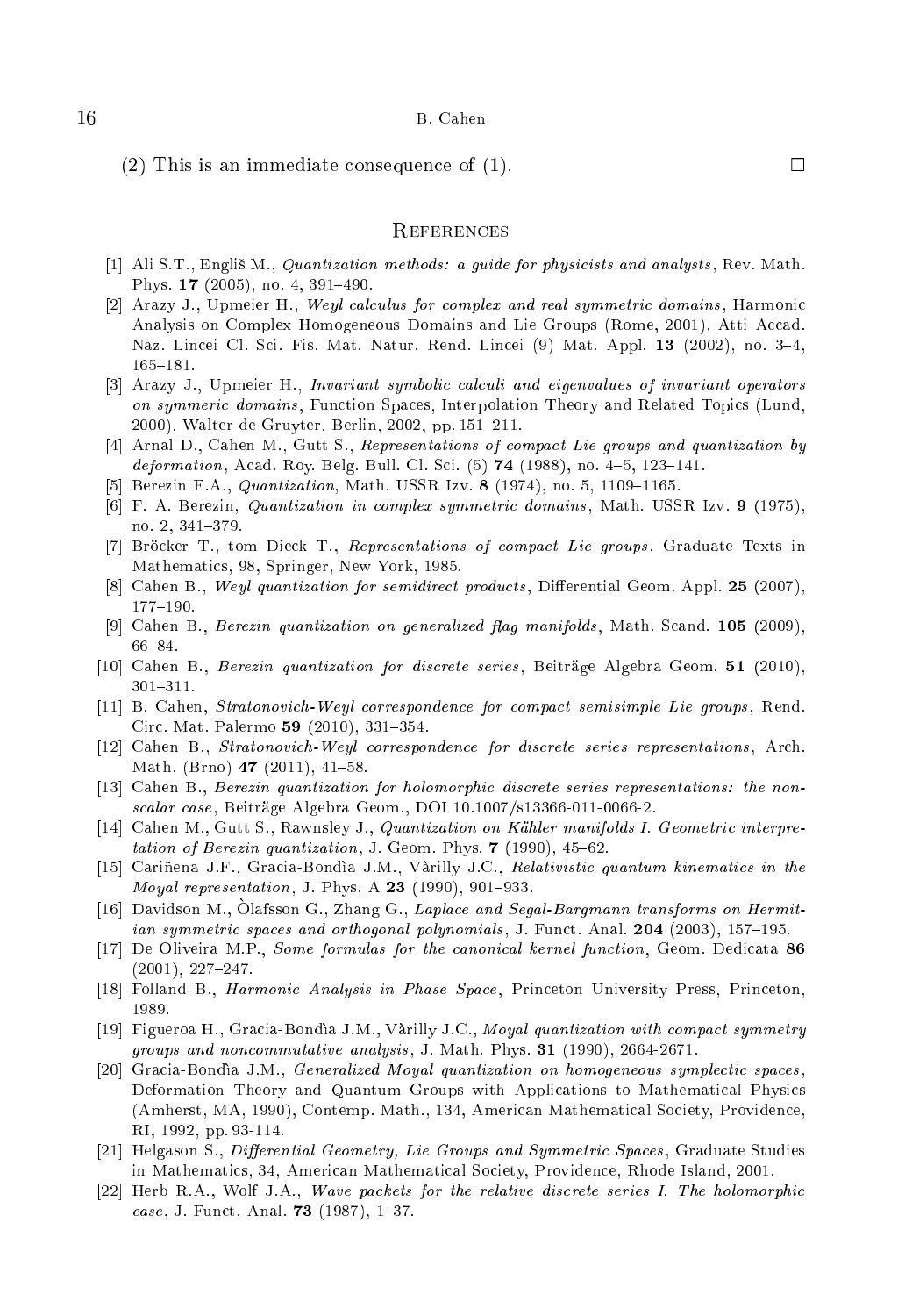(2) This is an immediate consequence of (1). □

## References

[1] Ali S.T., Engliš M., *Quantization methods: a guide for physicists and analysts*, Rev. Math. Phys. **17** (2005), no. 4, 391–490.

[2] Arazy J., Upmeier H., *Weyl calculus for complex and real symmetric domains*, Harmonic Analysis on Complex Homogeneous Domains and Lie Groups (Rome, 2001), Atti Accad. Naz. Lincei Cl. Sci. Fis. Mat. Natur. Rend. Lincei (9) Mat. Appl. **13** (2002), no. 3–4, 165–181.

[3] Arazy J., Upmeier H., *Invariant symbolic calculi and eigenvalues of invariant operators on symmeric domains*, Function Spaces, Interpolation Theory and Related Topics (Lund, 2000), Walter de Gruyter, Berlin, 2002, pp. 151–211.

[4] Arnal D., Cahen M., Gutt S., *Representations of compact Lie groups and quantization by deformation*, Acad. Roy. Belg. Bull. Cl. Sci. (5) **74** (1988), no. 4–5, 123–141.

[5] Berezin F.A., *Quantization*, Math. USSR Izv. **8** (1974), no. 5, 1109–1165.

[6] F. A. Berezin, *Quantization in complex symmetric domains*, Math. USSR Izv. **9** (1975), no. 2, 341–379.

[7] Bröcker T., tom Dieck T., *Representations of compact Lie groups*, Graduate Texts in Mathematics, 98, Springer, New York, 1985.

[8] Cahen B., *Weyl quantization for semidirect products*, Differential Geom. Appl. **25** (2007), 177–190.

[9] Cahen B., *Berezin quantization on generalized flag manifolds*, Math. Scand. **105** (2009), 66–84.

[10] Cahen B., *Berezin quantization for discrete series*, Beiträge Algebra Geom. **51** (2010), 301–311.

[11] B. Cahen, *Stratonovich-Weyl correspondence for compact semisimple Lie groups*, Rend. Circ. Mat. Palermo **59** (2010), 331–354.

[12] Cahen B., *Stratonovich-Weyl correspondence for discrete series representations*, Arch. Math. (Brno) **47** (2011), 41–58.

[13] Cahen B., *Berezin quantization for holomorphic discrete series representations: the non-scalar case*, Beiträge Algebra Geom., DOI 10.1007/s13366-011-0066-2.

[14] Cahen M., Gutt S., Rawnsley J., *Quantization on Kähler manifolds I. Geometric interpretation of Berezin quantization*, J. Geom. Phys. **7** (1990), 45–62.

[15] Cariñena J.F., Gracia-Bondìa J.M., Vàrilly J.C., *Relativistic quantum kinematics in the Moyal representation*, J. Phys. A **23** (1990), 901–933.

[16] Davidson M., Òlafsson G., Zhang G., *Laplace and Segal-Bargmann transforms on Hermitian symmetric spaces and orthogonal polynomials*, J. Funct. Anal. **204** (2003), 157–195.

[17] De Oliveira M.P., *Some formulas for the canonical kernel function*, Geom. Dedicata **86** (2001), 227–247.

[18] Folland B., *Harmonic Analysis in Phase Space*, Princeton University Press, Princeton, 1989.

[19] Figueroa H., Gracia-Bondìa J.M., Vàrilly J.C., *Moyal quantization with compact symmetry groups and noncommutative analysis*, J. Math. Phys. **31** (1990), 2664-2671.

[20] Gracia-Bondìa J.M., *Generalized Moyal quantization on homogeneous symplectic spaces*, Deformation Theory and Quantum Groups with Applications to Mathematical Physics (Amherst, MA, 1990), Contemp. Math., 134, American Mathematical Society, Providence, RI, 1992, pp. 93-114.

[21] Helgason S., *Differential Geometry, Lie Groups and Symmetric Spaces*, Graduate Studies in Mathematics, 34, American Mathematical Society, Providence, Rhode Island, 2001.

[22] Herb R.A., Wolf J.A., *Wave packets for the relative discrete series I. The holomorphic case*, J. Funct. Anal. **73** (1987), 1–37.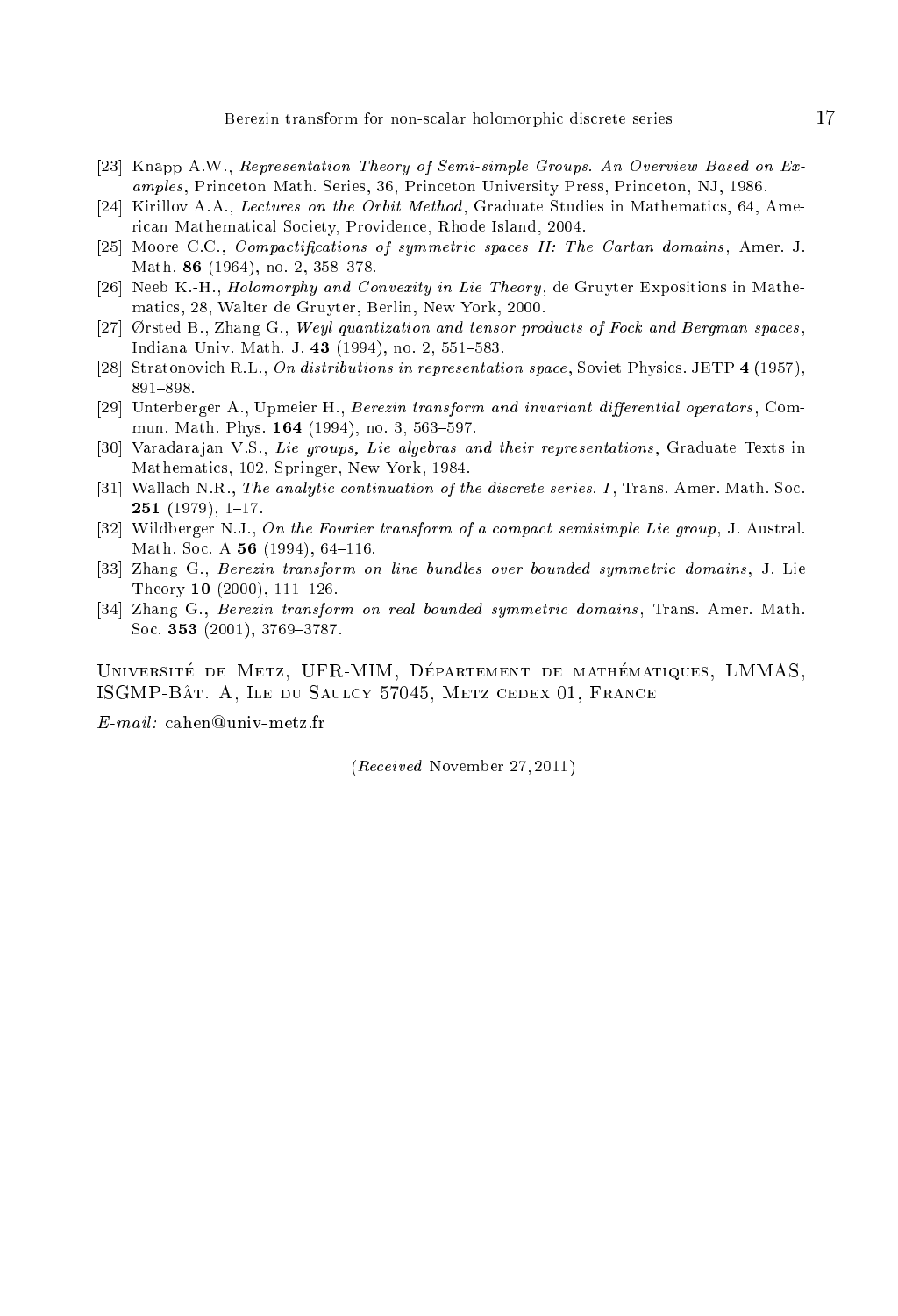[23] Knapp A.W., *Representation Theory of Semi-simple Groups. An Overview Based on Examples*, Princeton Math. Series, 36, Princeton University Press, Princeton, NJ, 1986.

[24] Kirillov A.A., *Lectures on the Orbit Method*, Graduate Studies in Mathematics, 64, American Mathematical Society, Providence, Rhode Island, 2004.

[25] Moore C.C., *Compactifications of symmetric spaces II: The Cartan domains*, Amer. J. Math. **86** (1964), no. 2, 358–378.

[26] Neeb K.-H., *Holomorphy and Convexity in Lie Theory*, de Gruyter Expositions in Mathematics, 28, Walter de Gruyter, Berlin, New York, 2000.

[27] Ørsted B., Zhang G., *Weyl quantization and tensor products of Fock and Bergman spaces*, Indiana Univ. Math. J. **43** (1994), no. 2, 551–583.

[28] Stratonovich R.L., *On distributions in representation space*, Soviet Physics. JETP **4** (1957), 891–898.

[29] Unterberger A., Upmeier H., *Berezin transform and invariant differential operators*, Commun. Math. Phys. **164** (1994), no. 3, 563–597.

[30] Varadarajan V.S., *Lie groups, Lie algebras and their representations*, Graduate Texts in Mathematics, 102, Springer, New York, 1984.

[31] Wallach N.R., *The analytic continuation of the discrete series. I*, Trans. Amer. Math. Soc. **251** (1979), 1–17.

[32] Wildberger N.J., *On the Fourier transform of a compact semisimple Lie group*, J. Austral. Math. Soc. A **56** (1994), 64–116.

[33] Zhang G., *Berezin transform on line bundles over bounded symmetric domains*, J. Lie Theory **10** (2000), 111–126.

[34] Zhang G., *Berezin transform on real bounded symmetric domains*, Trans. Amer. Math. Soc. **353** (2001), 3769–3787.

Université de Metz, UFR-MIM, Département de mathématiques, LMMAS, ISGMP-Bât. A, Ile du Saulcy 57045, Metz cedex 01, France

*E-mail:* cahen@univ-metz.fr

(*Received* November 27, 2011)